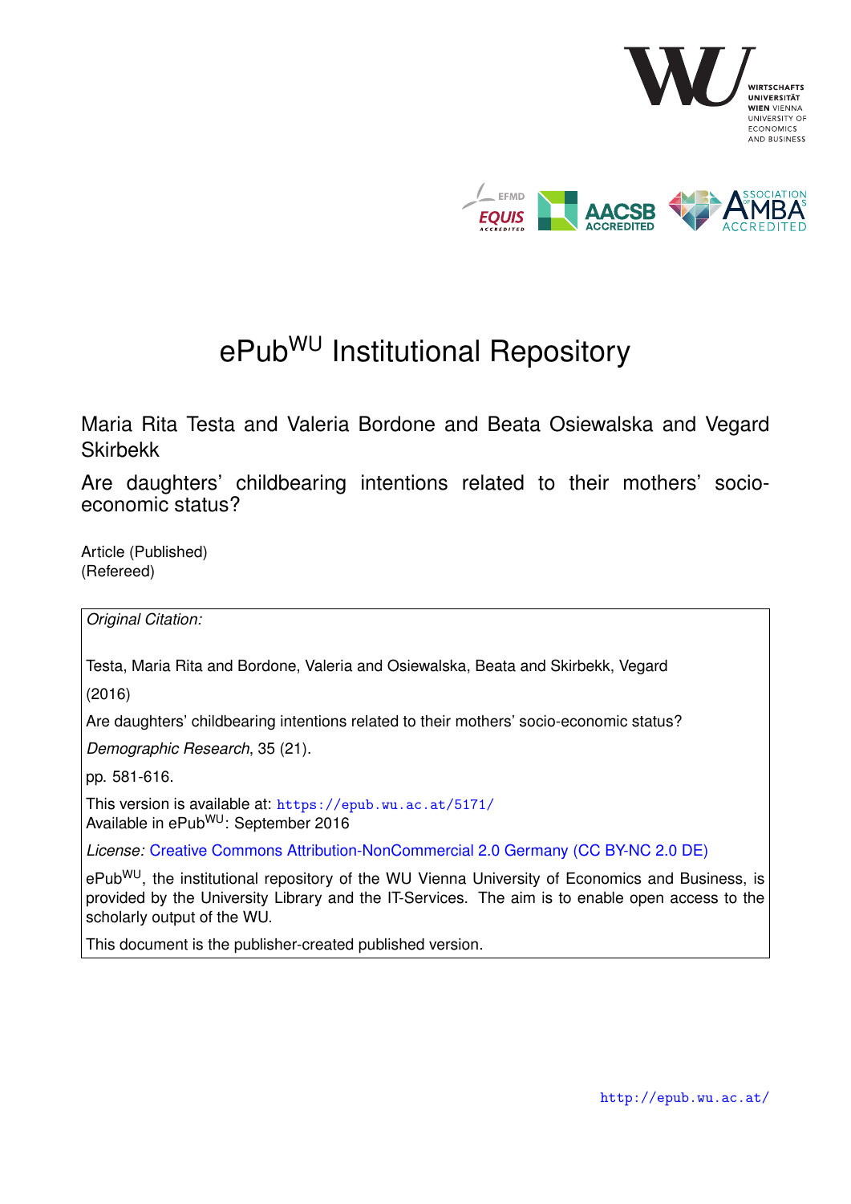# ePub$^{WU}$ Institutional Repository

Maria Rita Testa and Valeria Bordone and Beata Osiewalska and Vegard Skirbekk

Are daughters' childbearing intentions related to their mothers' socio-economic status?

Article (Published)
(Refereed)

*Original Citation:*

Testa, Maria Rita and Bordone, Valeria and Osiewalska, Beata and Skirbekk, Vegard

(2016)

Are daughters' childbearing intentions related to their mothers' socio-economic status?

*Demographic Research*, 35 (21).

pp. 581-616.

This version is available at: https://epub.wu.ac.at/5171/
Available in ePub$^{WU}$: September 2016

*License:* Creative Commons Attribution-NonCommercial 2.0 Germany (CC BY-NC 2.0 DE)

ePub$^{WU}$, the institutional repository of the WU Vienna University of Economics and Business, is provided by the University Library and the IT-Services. The aim is to enable open access to the scholarly output of the WU.

This document is the publisher-created published version.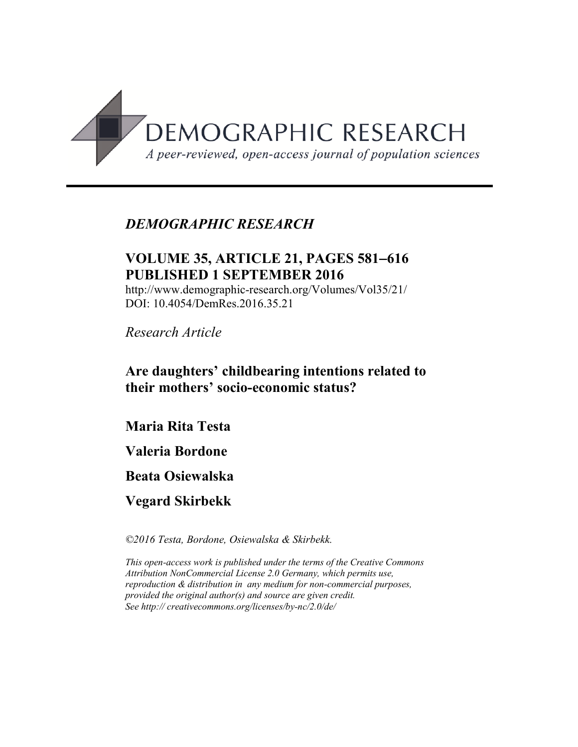*DEMOGRAPHIC RESEARCH*

**VOLUME 35, ARTICLE 21, PAGES 581–616**
**PUBLISHED 1 SEPTEMBER 2016**

http://www.demographic-research.org/Volumes/Vol35/21/
DOI: 10.4054/DemRes.2016.35.21

*Research Article*

# Are daughters' childbearing intentions related to their mothers' socio-economic status?

**Maria Rita Testa**

**Valeria Bordone**

**Beata Osiewalska**

**Vegard Skirbekk**

*©2016 Testa, Bordone, Osiewalska & Skirbekk.*

*This open-access work is published under the terms of the Creative Commons Attribution NonCommercial License 2.0 Germany, which permits use, reproduction & distribution in any medium for non-commercial purposes, provided the original author(s) and source are given credit.*
*See http:// creativecommons.org/licenses/by-nc/2.0/de/*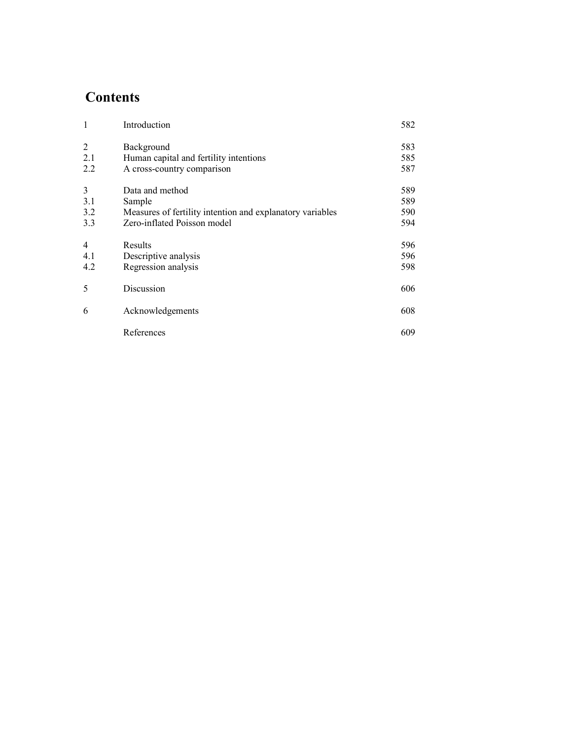# Contents

| | | |
|---|---|---|
| 1 | Introduction | 582 |
| 2 | Background | 583 |
| 2.1 | Human capital and fertility intentions | 585 |
| 2.2 | A cross-country comparison | 587 |
| 3 | Data and method | 589 |
| 3.1 | Sample | 589 |
| 3.2 | Measures of fertility intention and explanatory variables | 590 |
| 3.3 | Zero-inflated Poisson model | 594 |
| 4 | Results | 596 |
| 4.1 | Descriptive analysis | 596 |
| 4.2 | Regression analysis | 598 |
| 5 | Discussion | 606 |
| 6 | Acknowledgements | 608 |
| | References | 609 |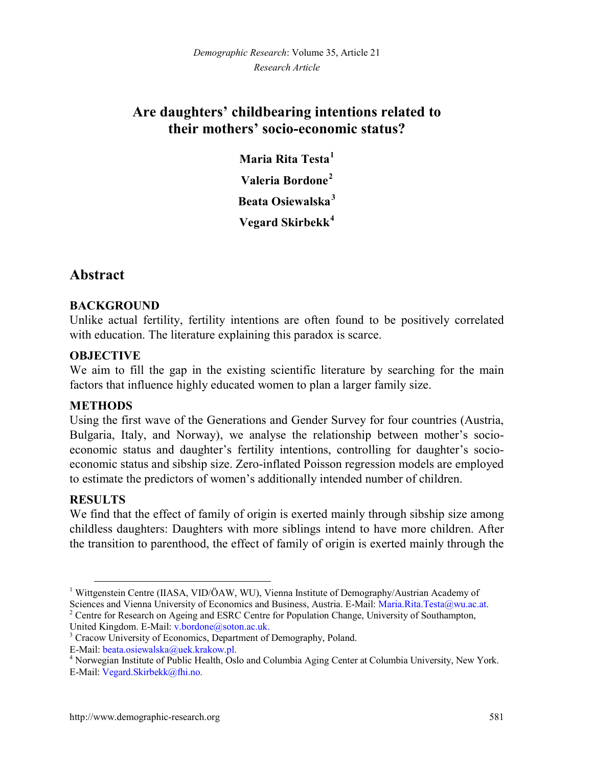*Demographic Research*: Volume 35, Article 21
*Research Article*

# Are daughters' childbearing intentions related to their mothers' socio-economic status?

**Maria Rita Testa**[1]

**Valeria Bordone**[2]

**Beata Osiewalska**[3]

**Vegard Skirbekk**[4]

## Abstract

### BACKGROUND

Unlike actual fertility, fertility intentions are often found to be positively correlated with education. The literature explaining this paradox is scarce.

### OBJECTIVE

We aim to fill the gap in the existing scientific literature by searching for the main factors that influence highly educated women to plan a larger family size.

### METHODS

Using the first wave of the Generations and Gender Survey for four countries (Austria, Bulgaria, Italy, and Norway), we analyse the relationship between mother's socio-economic status and daughter's fertility intentions, controlling for daughter's socio-economic status and sibship size. Zero-inflated Poisson regression models are employed to estimate the predictors of women's additionally intended number of children.

### RESULTS

We find that the effect of family of origin is exerted mainly through sibship size among childless daughters: Daughters with more siblings intend to have more children. After the transition to parenthood, the effect of family of origin is exerted mainly through the

---

[1] Wittgenstein Centre (IIASA, VID/ÖAW, WU), Vienna Institute of Demography/Austrian Academy of Sciences and Vienna University of Economics and Business, Austria. E-Mail: Maria.Rita.Testa@wu.ac.at.

[2] Centre for Research on Ageing and ESRC Centre for Population Change, University of Southampton, United Kingdom. E-Mail: v.bordone@soton.ac.uk.

[3] Cracow University of Economics, Department of Demography, Poland. E-Mail: beata.osiewalska@uek.krakow.pl.

[4] Norwegian Institute of Public Health, Oslo and Columbia Aging Center at Columbia University, New York. E-Mail: Vegard.Skirbekk@fhi.no.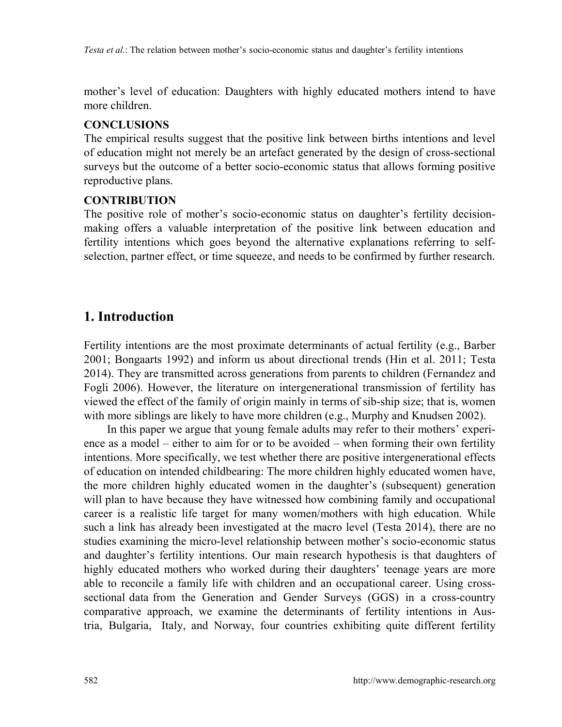mother's level of education: Daughters with highly educated mothers intend to have more children.

**CONCLUSIONS**

The empirical results suggest that the positive link between births intentions and level of education might not merely be an artefact generated by the design of cross-sectional surveys but the outcome of a better socio-economic status that allows forming positive reproductive plans.

**CONTRIBUTION**

The positive role of mother's socio-economic status on daughter's fertility decision-making offers a valuable interpretation of the positive link between education and fertility intentions which goes beyond the alternative explanations referring to self-selection, partner effect, or time squeeze, and needs to be confirmed by further research.

## 1. Introduction

Fertility intentions are the most proximate determinants of actual fertility (e.g., Barber 2001; Bongaarts 1992) and inform us about directional trends (Hin et al. 2011; Testa 2014). They are transmitted across generations from parents to children (Fernandez and Fogli 2006). However, the literature on intergenerational transmission of fertility has viewed the effect of the family of origin mainly in terms of sib-ship size; that is, women with more siblings are likely to have more children (e.g., Murphy and Knudsen 2002).

In this paper we argue that young female adults may refer to their mothers' experience as a model – either to aim for or to be avoided – when forming their own fertility intentions. More specifically, we test whether there are positive intergenerational effects of education on intended childbearing: The more children highly educated women have, the more children highly educated women in the daughter's (subsequent) generation will plan to have because they have witnessed how combining family and occupational career is a realistic life target for many women/mothers with high education. While such a link has already been investigated at the macro level (Testa 2014), there are no studies examining the micro-level relationship between mother's socio-economic status and daughter's fertility intentions. Our main research hypothesis is that daughters of highly educated mothers who worked during their daughters' teenage years are more able to reconcile a family life with children and an occupational career. Using cross-sectional data from the Generation and Gender Surveys (GGS) in a cross-country comparative approach, we examine the determinants of fertility intentions in Austria, Bulgaria, Italy, and Norway, four countries exhibiting quite different fertility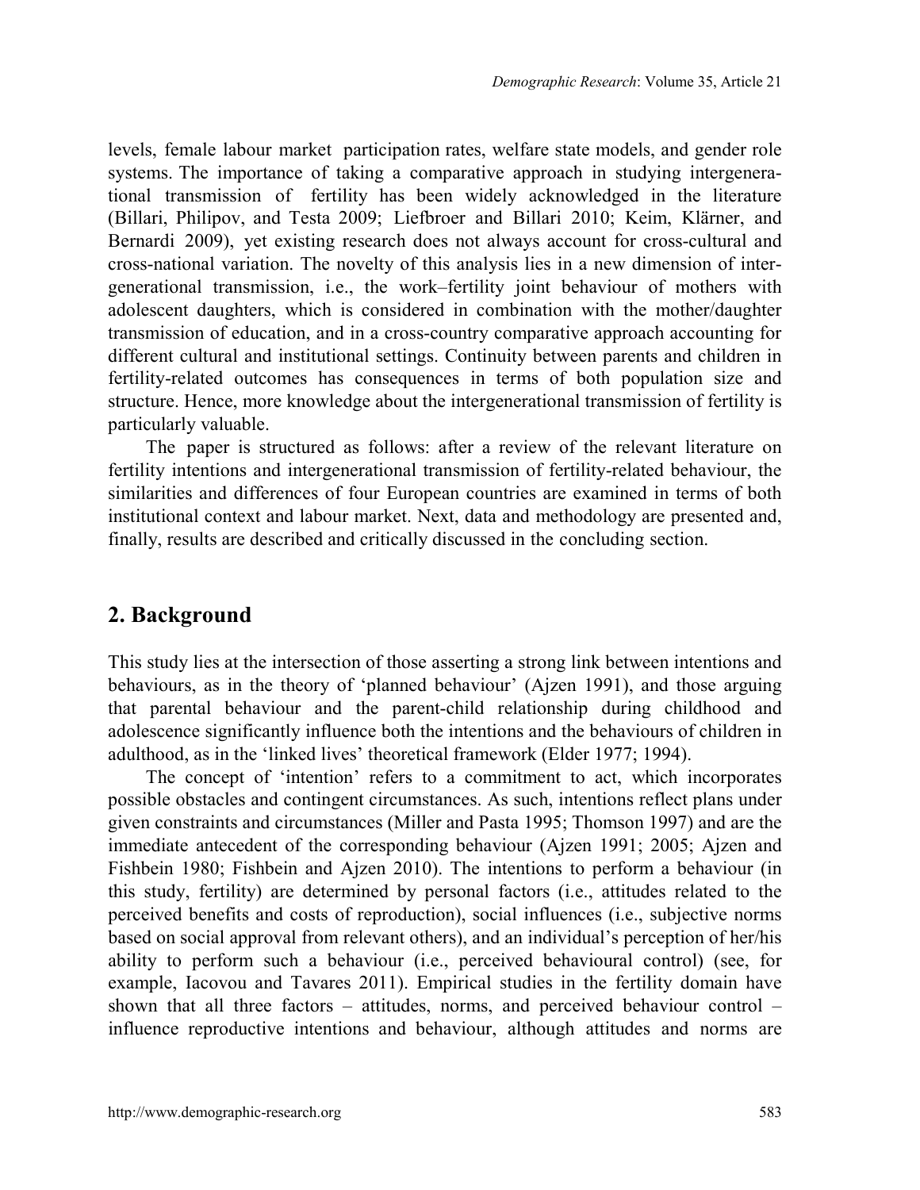levels, female labour market participation rates, welfare state models, and gender role systems. The importance of taking a comparative approach in studying intergenerational transmission of fertility has been widely acknowledged in the literature (Billari, Philipov, and Testa 2009; Liefbroer and Billari 2010; Keim, Klärner, and Bernardi 2009), yet existing research does not always account for cross-cultural and cross-national variation. The novelty of this analysis lies in a new dimension of intergenerational transmission, i.e., the work–fertility joint behaviour of mothers with adolescent daughters, which is considered in combination with the mother/daughter transmission of education, and in a cross-country comparative approach accounting for different cultural and institutional settings. Continuity between parents and children in fertility-related outcomes has consequences in terms of both population size and structure. Hence, more knowledge about the intergenerational transmission of fertility is particularly valuable.

The paper is structured as follows: after a review of the relevant literature on fertility intentions and intergenerational transmission of fertility-related behaviour, the similarities and differences of four European countries are examined in terms of both institutional context and labour market. Next, data and methodology are presented and, finally, results are described and critically discussed in the concluding section.

## 2. Background

This study lies at the intersection of those asserting a strong link between intentions and behaviours, as in the theory of 'planned behaviour' (Ajzen 1991), and those arguing that parental behaviour and the parent-child relationship during childhood and adolescence significantly influence both the intentions and the behaviours of children in adulthood, as in the 'linked lives' theoretical framework (Elder 1977; 1994).

The concept of 'intention' refers to a commitment to act, which incorporates possible obstacles and contingent circumstances. As such, intentions reflect plans under given constraints and circumstances (Miller and Pasta 1995; Thomson 1997) and are the immediate antecedent of the corresponding behaviour (Ajzen 1991; 2005; Ajzen and Fishbein 1980; Fishbein and Ajzen 2010). The intentions to perform a behaviour (in this study, fertility) are determined by personal factors (i.e., attitudes related to the perceived benefits and costs of reproduction), social influences (i.e., subjective norms based on social approval from relevant others), and an individual's perception of her/his ability to perform such a behaviour (i.e., perceived behavioural control) (see, for example, Iacovou and Tavares 2011). Empirical studies in the fertility domain have shown that all three factors – attitudes, norms, and perceived behaviour control – influence reproductive intentions and behaviour, although attitudes and norms are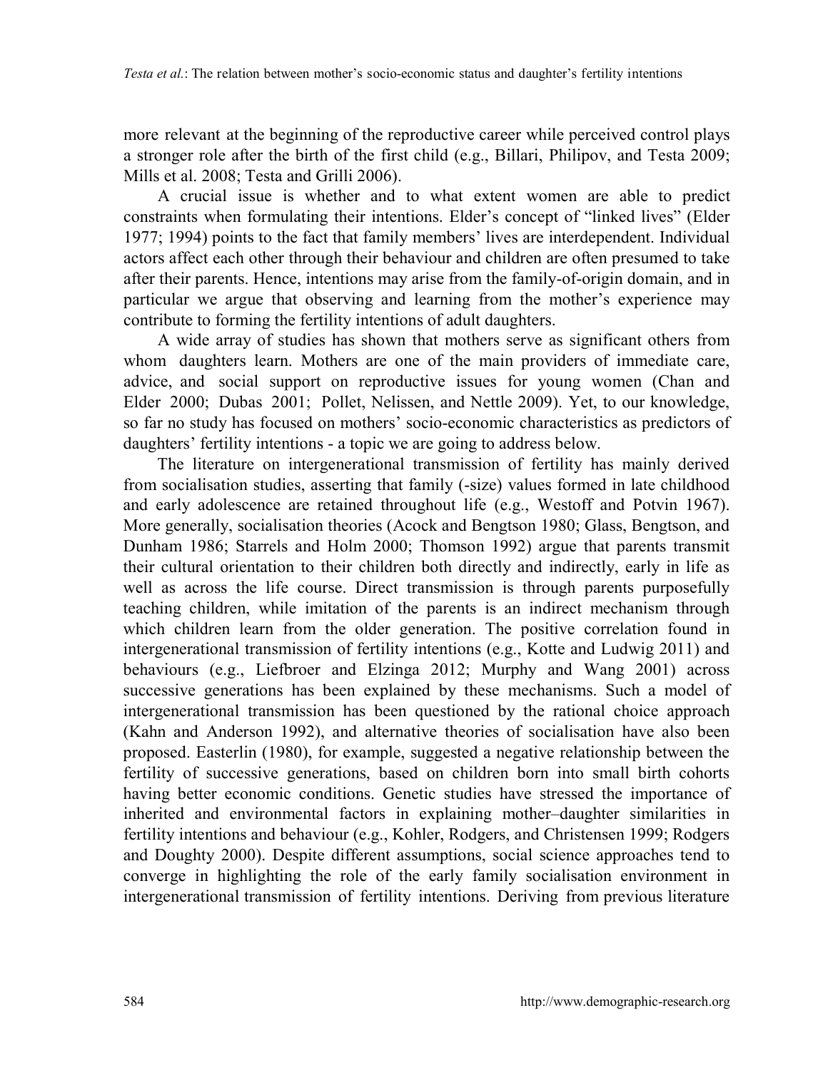more relevant at the beginning of the reproductive career while perceived control plays a stronger role after the birth of the first child (e.g., Billari, Philipov, and Testa 2009; Mills et al. 2008; Testa and Grilli 2006).

A crucial issue is whether and to what extent women are able to predict constraints when formulating their intentions. Elder's concept of "linked lives" (Elder 1977; 1994) points to the fact that family members' lives are interdependent. Individual actors affect each other through their behaviour and children are often presumed to take after their parents. Hence, intentions may arise from the family-of-origin domain, and in particular we argue that observing and learning from the mother's experience may contribute to forming the fertility intentions of adult daughters.

A wide array of studies has shown that mothers serve as significant others from whom daughters learn. Mothers are one of the main providers of immediate care, advice, and social support on reproductive issues for young women (Chan and Elder 2000; Dubas 2001; Pollet, Nelissen, and Nettle 2009). Yet, to our knowledge, so far no study has focused on mothers' socio-economic characteristics as predictors of daughters' fertility intentions - a topic we are going to address below.

The literature on intergenerational transmission of fertility has mainly derived from socialisation studies, asserting that family (-size) values formed in late childhood and early adolescence are retained throughout life (e.g., Westoff and Potvin 1967). More generally, socialisation theories (Acock and Bengtson 1980; Glass, Bengtson, and Dunham 1986; Starrels and Holm 2000; Thomson 1992) argue that parents transmit their cultural orientation to their children both directly and indirectly, early in life as well as across the life course. Direct transmission is through parents purposefully teaching children, while imitation of the parents is an indirect mechanism through which children learn from the older generation. The positive correlation found in intergenerational transmission of fertility intentions (e.g., Kotte and Ludwig 2011) and behaviours (e.g., Liefbroer and Elzinga 2012; Murphy and Wang 2001) across successive generations has been explained by these mechanisms. Such a model of intergenerational transmission has been questioned by the rational choice approach (Kahn and Anderson 1992), and alternative theories of socialisation have also been proposed. Easterlin (1980), for example, suggested a negative relationship between the fertility of successive generations, based on children born into small birth cohorts having better economic conditions. Genetic studies have stressed the importance of inherited and environmental factors in explaining mother–daughter similarities in fertility intentions and behaviour (e.g., Kohler, Rodgers, and Christensen 1999; Rodgers and Doughty 2000). Despite different assumptions, social science approaches tend to converge in highlighting the role of the early family socialisation environment in intergenerational transmission of fertility intentions. Deriving from previous literature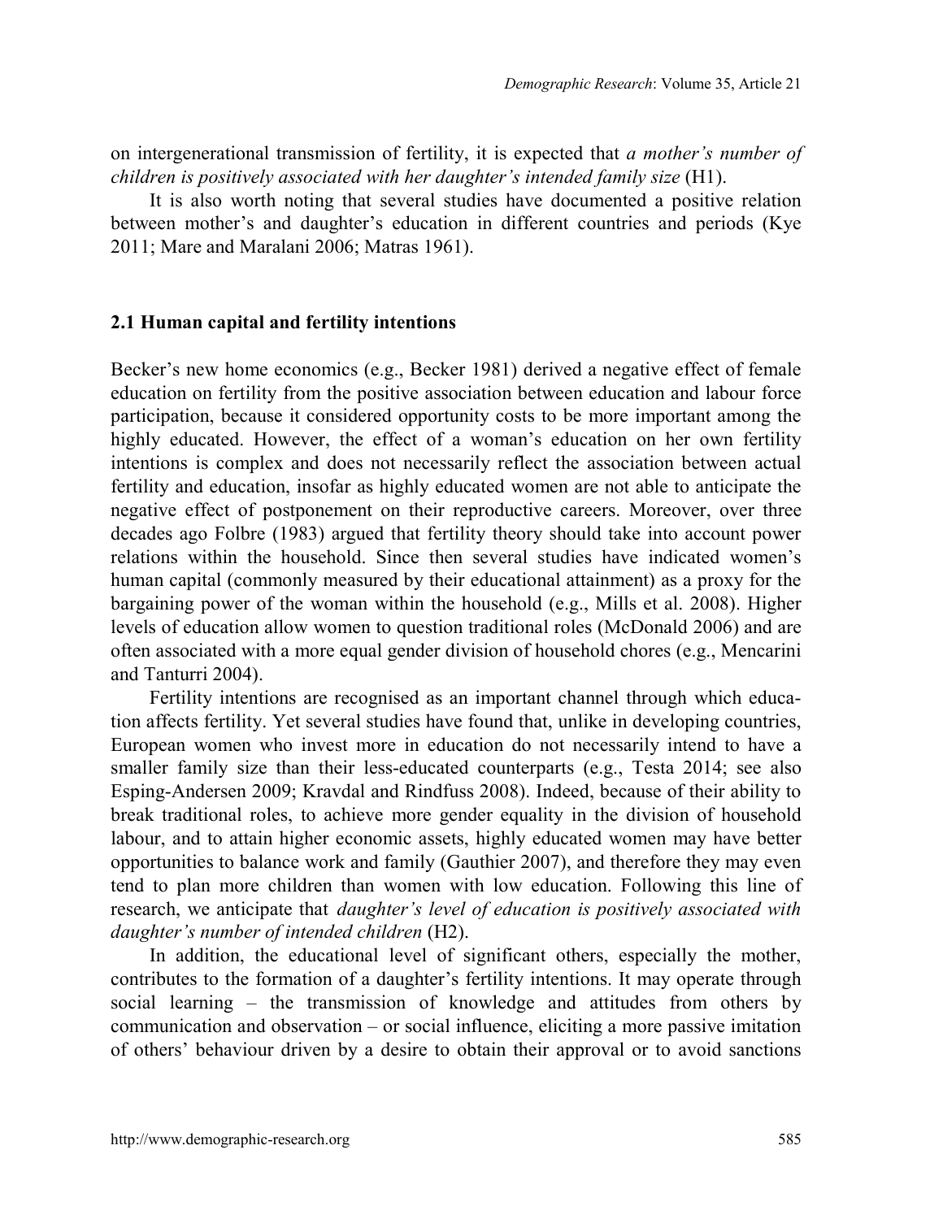on intergenerational transmission of fertility, it is expected that *a mother's number of children is positively associated with her daughter's intended family size* (H1).

It is also worth noting that several studies have documented a positive relation between mother's and daughter's education in different countries and periods (Kye 2011; Mare and Maralani 2006; Matras 1961).

## 2.1 Human capital and fertility intentions

Becker's new home economics (e.g., Becker 1981) derived a negative effect of female education on fertility from the positive association between education and labour force participation, because it considered opportunity costs to be more important among the highly educated. However, the effect of a woman's education on her own fertility intentions is complex and does not necessarily reflect the association between actual fertility and education, insofar as highly educated women are not able to anticipate the negative effect of postponement on their reproductive careers. Moreover, over three decades ago Folbre (1983) argued that fertility theory should take into account power relations within the household. Since then several studies have indicated women's human capital (commonly measured by their educational attainment) as a proxy for the bargaining power of the woman within the household (e.g., Mills et al. 2008). Higher levels of education allow women to question traditional roles (McDonald 2006) and are often associated with a more equal gender division of household chores (e.g., Mencarini and Tanturri 2004).

Fertility intentions are recognised as an important channel through which education affects fertility. Yet several studies have found that, unlike in developing countries, European women who invest more in education do not necessarily intend to have a smaller family size than their less-educated counterparts (e.g., Testa 2014; see also Esping-Andersen 2009; Kravdal and Rindfuss 2008). Indeed, because of their ability to break traditional roles, to achieve more gender equality in the division of household labour, and to attain higher economic assets, highly educated women may have better opportunities to balance work and family (Gauthier 2007), and therefore they may even tend to plan more children than women with low education. Following this line of research, we anticipate that *daughter's level of education is positively associated with daughter's number of intended children* (H2).

In addition, the educational level of significant others, especially the mother, contributes to the formation of a daughter's fertility intentions. It may operate through social learning – the transmission of knowledge and attitudes from others by communication and observation – or social influence, eliciting a more passive imitation of others' behaviour driven by a desire to obtain their approval or to avoid sanctions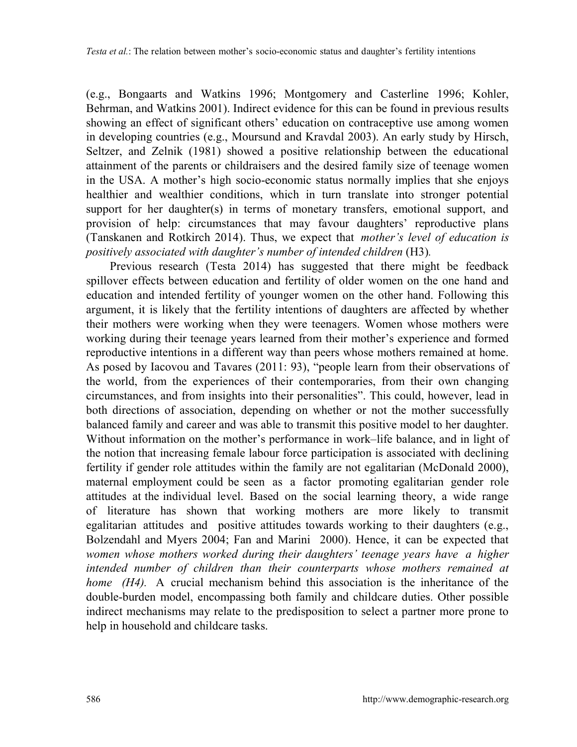(e.g., Bongaarts and Watkins 1996; Montgomery and Casterline 1996; Kohler, Behrman, and Watkins 2001). Indirect evidence for this can be found in previous results showing an effect of significant others' education on contraceptive use among women in developing countries (e.g., Moursund and Kravdal 2003). An early study by Hirsch, Seltzer, and Zelnik (1981) showed a positive relationship between the educational attainment of the parents or childraisers and the desired family size of teenage women in the USA. A mother's high socio-economic status normally implies that she enjoys healthier and wealthier conditions, which in turn translate into stronger potential support for her daughter(s) in terms of monetary transfers, emotional support, and provision of help: circumstances that may favour daughters' reproductive plans (Tanskanen and Rotkirch 2014). Thus, we expect that *mother's level of education is positively associated with daughter's number of intended children* (H3).

Previous research (Testa 2014) has suggested that there might be feedback spillover effects between education and fertility of older women on the one hand and education and intended fertility of younger women on the other hand. Following this argument, it is likely that the fertility intentions of daughters are affected by whether their mothers were working when they were teenagers. Women whose mothers were working during their teenage years learned from their mother's experience and formed reproductive intentions in a different way than peers whose mothers remained at home. As posed by Iacovou and Tavares (2011: 93), "people learn from their observations of the world, from the experiences of their contemporaries, from their own changing circumstances, and from insights into their personalities". This could, however, lead in both directions of association, depending on whether or not the mother successfully balanced family and career and was able to transmit this positive model to her daughter. Without information on the mother's performance in work–life balance, and in light of the notion that increasing female labour force participation is associated with declining fertility if gender role attitudes within the family are not egalitarian (McDonald 2000), maternal employment could be seen as a factor promoting egalitarian gender role attitudes at the individual level. Based on the social learning theory, a wide range of literature has shown that working mothers are more likely to transmit egalitarian attitudes and positive attitudes towards working to their daughters (e.g., Bolzendahl and Myers 2004; Fan and Marini 2000). Hence, it can be expected that *women whose mothers worked during their daughters' teenage years have a higher intended number of children than their counterparts whose mothers remained at home (H4).* A crucial mechanism behind this association is the inheritance of the double-burden model, encompassing both family and childcare duties. Other possible indirect mechanisms may relate to the predisposition to select a partner more prone to help in household and childcare tasks.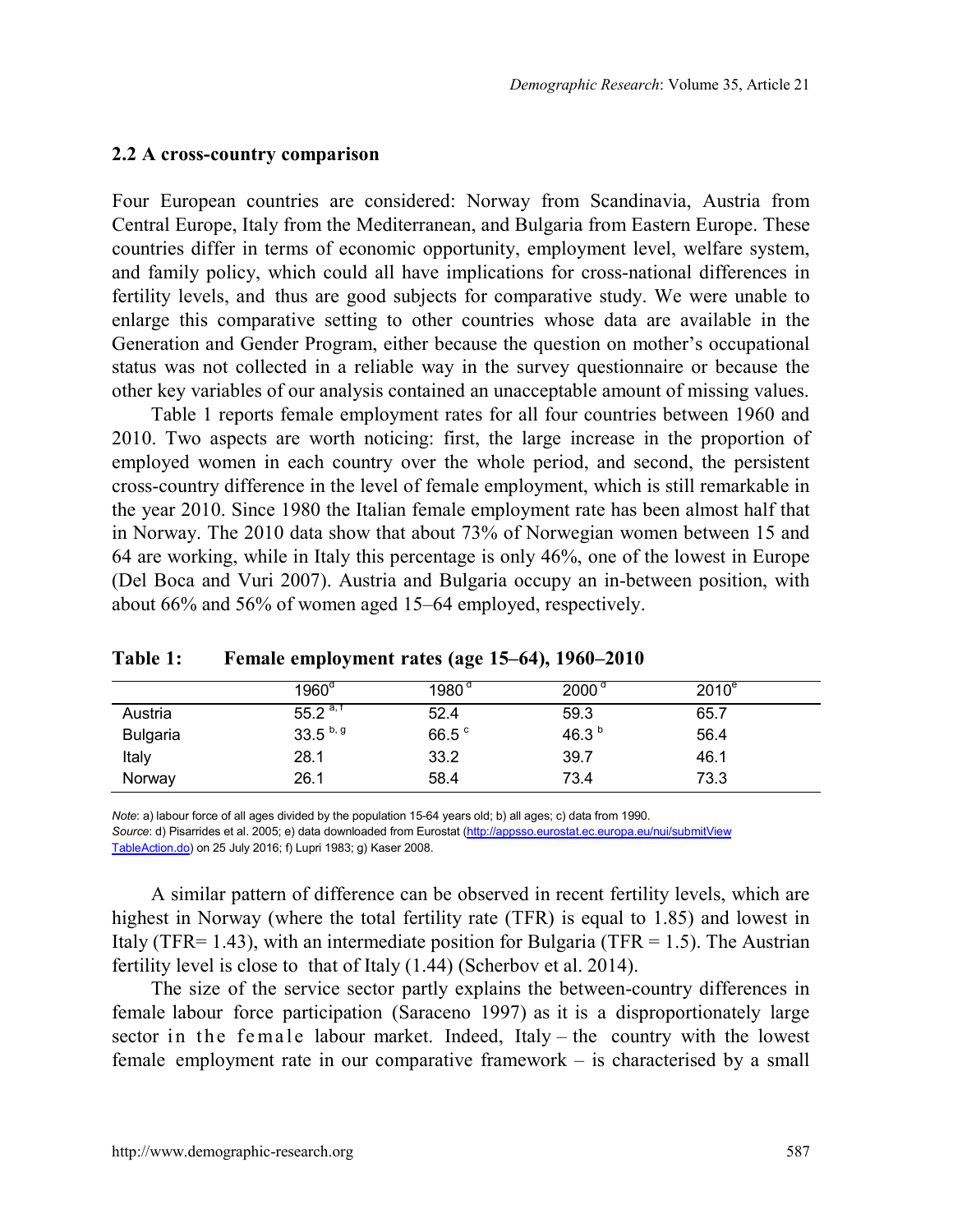### 2.2 A cross-country comparison

Four European countries are considered: Norway from Scandinavia, Austria from Central Europe, Italy from the Mediterranean, and Bulgaria from Eastern Europe. These countries differ in terms of economic opportunity, employment level, welfare system, and family policy, which could all have implications for cross-national differences in fertility levels, and thus are good subjects for comparative study. We were unable to enlarge this comparative setting to other countries whose data are available in the Generation and Gender Program, either because the question on mother's occupational status was not collected in a reliable way in the survey questionnaire or because the other key variables of our analysis contained an unacceptable amount of missing values.

Table 1 reports female employment rates for all four countries between 1960 and 2010. Two aspects are worth noticing: first, the large increase in the proportion of employed women in each country over the whole period, and second, the persistent cross-country difference in the level of female employment, which is still remarkable in the year 2010. Since 1980 the Italian female employment rate has been almost half that in Norway. The 2010 data show that about 73% of Norwegian women between 15 and 64 are working, while in Italy this percentage is only 46%, one of the lowest in Europe (Del Boca and Vuri 2007). Austria and Bulgaria occupy an in-between position, with about 66% and 56% of women aged 15–64 employed, respectively.

**Table 1: Female employment rates (age 15–64), 1960–2010**

| | 1960[d] | 1980[d] | 2000[d] | 2010[e] |
|---|---|---|---|---|
| Austria | 55.2[a, f] | 52.4 | 59.3 | 65.7 |
| Bulgaria | 33.5[b, g] | 66.5[c] | 46.3[b] | 56.4 |
| Italy | 28.1 | 33.2 | 39.7 | 46.1 |
| Norway | 26.1 | 58.4 | 73.4 | 73.3 |

*Note*: a) labour force of all ages divided by the population 15-64 years old; b) all ages; c) data from 1990.
*Source*: d) Pisarrides et al. 2005; e) data downloaded from Eurostat (http://appsso.eurostat.ec.europa.eu/nui/submitViewTableAction.do) on 25 July 2016; f) Lupri 1983; g) Kaser 2008.

A similar pattern of difference can be observed in recent fertility levels, which are highest in Norway (where the total fertility rate (TFR) is equal to 1.85) and lowest in Italy (TFR= 1.43), with an intermediate position for Bulgaria (TFR = 1.5). The Austrian fertility level is close to that of Italy (1.44) (Scherbov et al. 2014).

The size of the service sector partly explains the between-country differences in female labour force participation (Saraceno 1997) as it is a disproportionately large sector in the female labour market. Indeed, Italy – the country with the lowest female employment rate in our comparative framework – is characterised by a small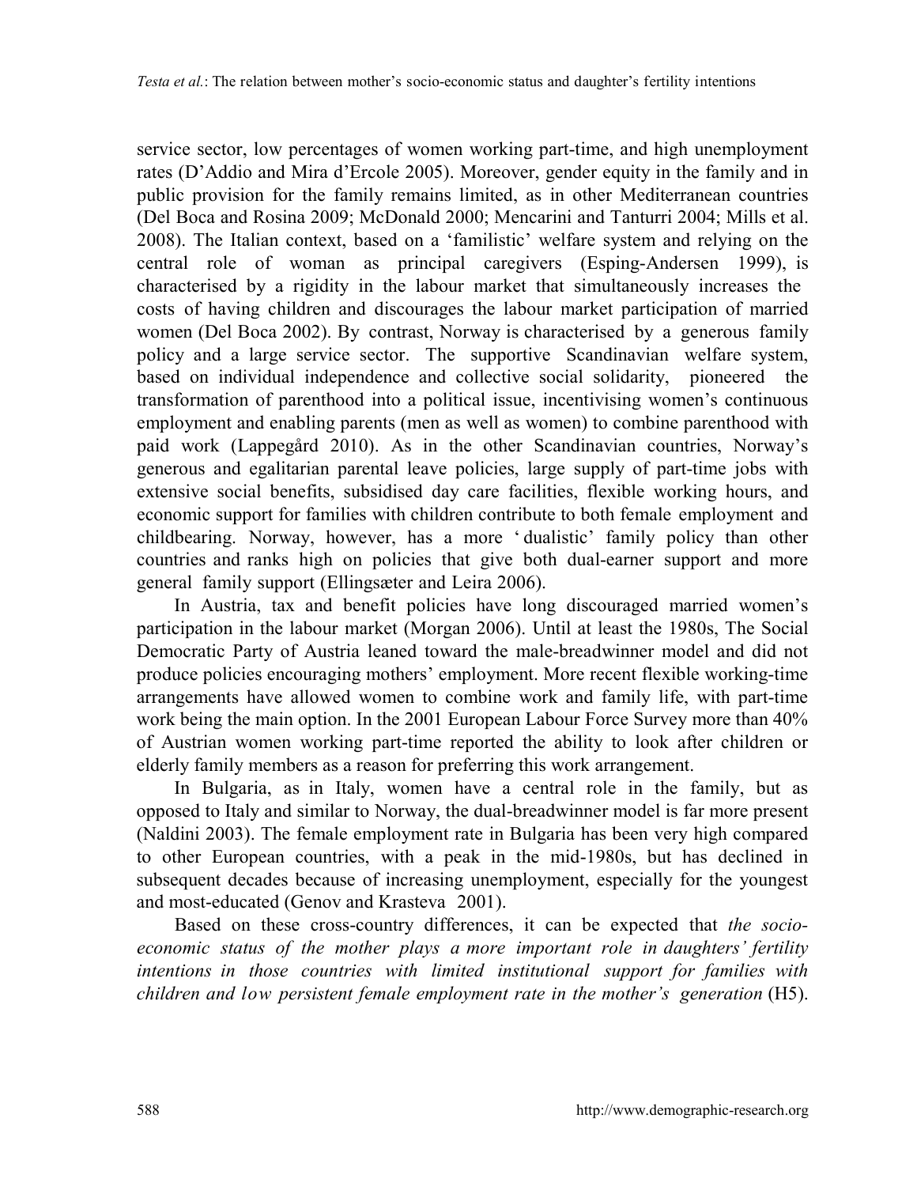service sector, low percentages of women working part-time, and high unemployment rates (D'Addio and Mira d'Ercole 2005). Moreover, gender equity in the family and in public provision for the family remains limited, as in other Mediterranean countries (Del Boca and Rosina 2009; McDonald 2000; Mencarini and Tanturri 2004; Mills et al. 2008). The Italian context, based on a 'familistic' welfare system and relying on the central role of woman as principal caregivers (Esping-Andersen 1999), is characterised by a rigidity in the labour market that simultaneously increases the costs of having children and discourages the labour market participation of married women (Del Boca 2002). By contrast, Norway is characterised by a generous family policy and a large service sector. The supportive Scandinavian welfare system, based on individual independence and collective social solidarity, pioneered the transformation of parenthood into a political issue, incentivising women's continuous employment and enabling parents (men as well as women) to combine parenthood with paid work (Lappegård 2010). As in the other Scandinavian countries, Norway's generous and egalitarian parental leave policies, large supply of part-time jobs with extensive social benefits, subsidised day care facilities, flexible working hours, and economic support for families with children contribute to both female employment and childbearing. Norway, however, has a more 'dualistic' family policy than other countries and ranks high on policies that give both dual-earner support and more general family support (Ellingsæter and Leira 2006).

In Austria, tax and benefit policies have long discouraged married women's participation in the labour market (Morgan 2006). Until at least the 1980s, The Social Democratic Party of Austria leaned toward the male-breadwinner model and did not produce policies encouraging mothers' employment. More recent flexible working-time arrangements have allowed women to combine work and family life, with part-time work being the main option. In the 2001 European Labour Force Survey more than 40% of Austrian women working part-time reported the ability to look after children or elderly family members as a reason for preferring this work arrangement.

In Bulgaria, as in Italy, women have a central role in the family, but as opposed to Italy and similar to Norway, the dual-breadwinner model is far more present (Naldini 2003). The female employment rate in Bulgaria has been very high compared to other European countries, with a peak in the mid-1980s, but has declined in subsequent decades because of increasing unemployment, especially for the youngest and most-educated (Genov and Krasteva 2001).

Based on these cross-country differences, it can be expected that *the socio-economic status of the mother plays a more important role in daughters' fertility intentions in those countries with limited institutional support for families with children and low persistent female employment rate in the mother's generation* (H5).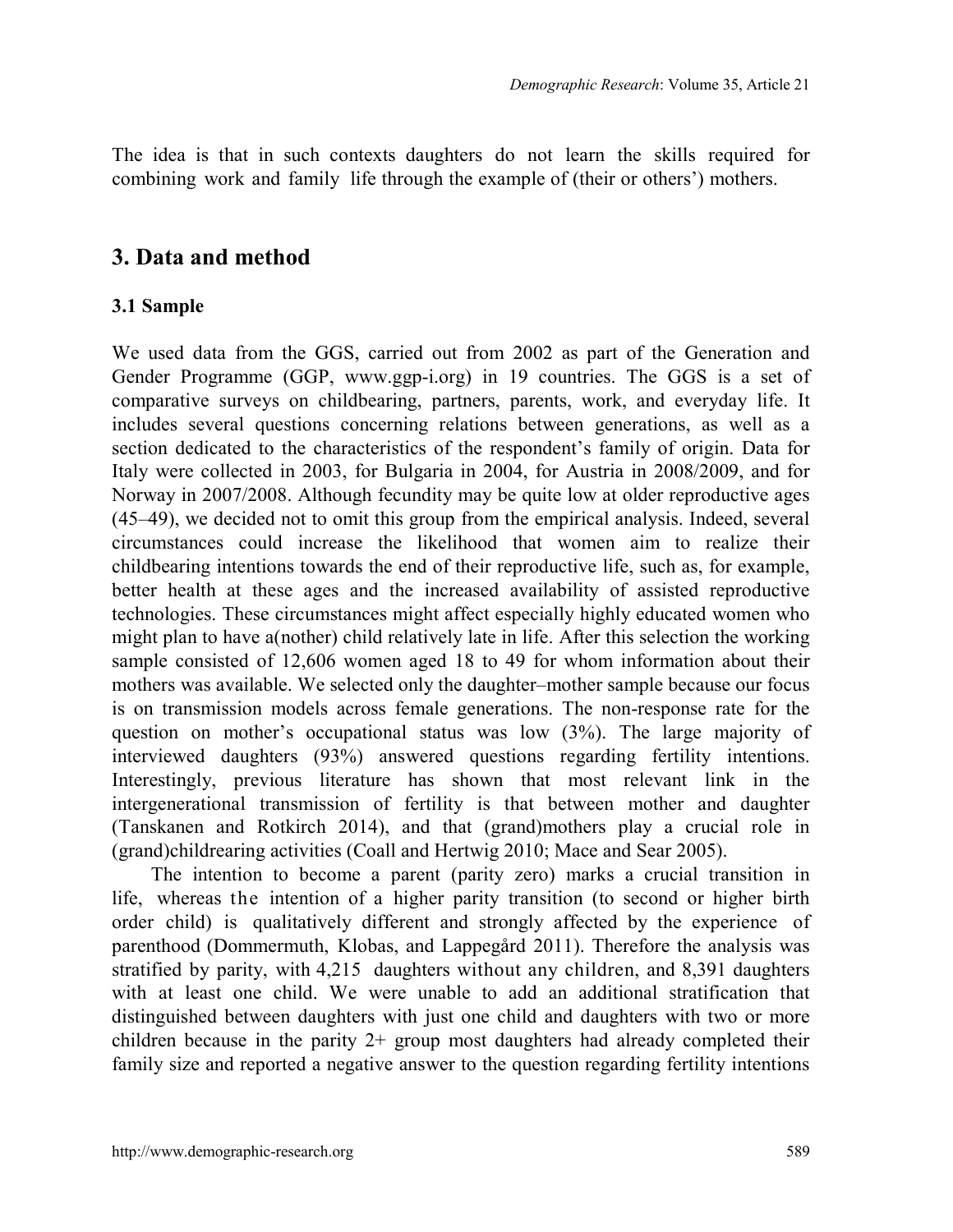The idea is that in such contexts daughters do not learn the skills required for combining work and family life through the example of (their or others') mothers.

## 3. Data and method

### 3.1 Sample

We used data from the GGS, carried out from 2002 as part of the Generation and Gender Programme (GGP, www.ggp-i.org) in 19 countries. The GGS is a set of comparative surveys on childbearing, partners, parents, work, and everyday life. It includes several questions concerning relations between generations, as well as a section dedicated to the characteristics of the respondent's family of origin. Data for Italy were collected in 2003, for Bulgaria in 2004, for Austria in 2008/2009, and for Norway in 2007/2008. Although fecundity may be quite low at older reproductive ages (45–49), we decided not to omit this group from the empirical analysis. Indeed, several circumstances could increase the likelihood that women aim to realize their childbearing intentions towards the end of their reproductive life, such as, for example, better health at these ages and the increased availability of assisted reproductive technologies. These circumstances might affect especially highly educated women who might plan to have a(nother) child relatively late in life. After this selection the working sample consisted of 12,606 women aged 18 to 49 for whom information about their mothers was available. We selected only the daughter–mother sample because our focus is on transmission models across female generations. The non-response rate for the question on mother's occupational status was low (3%). The large majority of interviewed daughters (93%) answered questions regarding fertility intentions. Interestingly, previous literature has shown that most relevant link in the intergenerational transmission of fertility is that between mother and daughter (Tanskanen and Rotkirch 2014), and that (grand)mothers play a crucial role in (grand)childrearing activities (Coall and Hertwig 2010; Mace and Sear 2005).

The intention to become a parent (parity zero) marks a crucial transition in life, whereas the intention of a higher parity transition (to second or higher birth order child) is qualitatively different and strongly affected by the experience of parenthood (Dommermuth, Klobas, and Lappegård 2011). Therefore the analysis was stratified by parity, with 4,215 daughters without any children, and 8,391 daughters with at least one child. We were unable to add an additional stratification that distinguished between daughters with just one child and daughters with two or more children because in the parity 2+ group most daughters had already completed their family size and reported a negative answer to the question regarding fertility intentions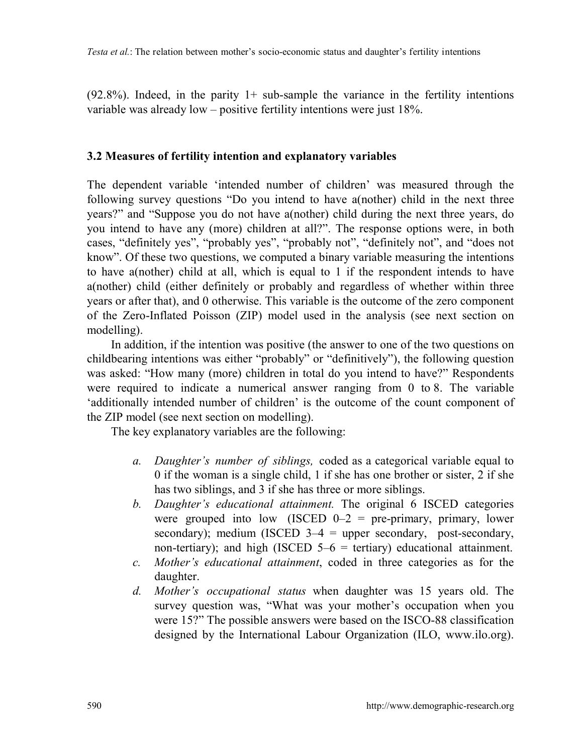(92.8%). Indeed, in the parity 1+ sub-sample the variance in the fertility intentions variable was already low – positive fertility intentions were just 18%.

### 3.2 Measures of fertility intention and explanatory variables

The dependent variable 'intended number of children' was measured through the following survey questions "Do you intend to have a(nother) child in the next three years?" and "Suppose you do not have a(nother) child during the next three years, do you intend to have any (more) children at all?". The response options were, in both cases, "definitely yes", "probably yes", "probably not", "definitely not", and "does not know". Of these two questions, we computed a binary variable measuring the intentions to have a(nother) child at all, which is equal to 1 if the respondent intends to have a(nother) child (either definitely or probably and regardless of whether within three years or after that), and 0 otherwise. This variable is the outcome of the zero component of the Zero-Inflated Poisson (ZIP) model used in the analysis (see next section on modelling).

In addition, if the intention was positive (the answer to one of the two questions on childbearing intentions was either "probably" or "definitively"), the following question was asked: "How many (more) children in total do you intend to have?" Respondents were required to indicate a numerical answer ranging from 0 to 8. The variable 'additionally intended number of children' is the outcome of the count component of the ZIP model (see next section on modelling).

The key explanatory variables are the following:

a. *Daughter's number of siblings,* coded as a categorical variable equal to 0 if the woman is a single child, 1 if she has one brother or sister, 2 if she has two siblings, and 3 if she has three or more siblings.
b. *Daughter's educational attainment.* The original 6 ISCED categories were grouped into low (ISCED 0–2 = pre-primary, primary, lower secondary); medium (ISCED 3–4 = upper secondary, post-secondary, non-tertiary); and high (ISCED 5–6 = tertiary) educational attainment.
c. *Mother's educational attainment*, coded in three categories as for the daughter.
d. *Mother's occupational status* when daughter was 15 years old. The survey question was, "What was your mother's occupation when you were 15?" The possible answers were based on the ISCO-88 classification designed by the International Labour Organization (ILO, www.ilo.org).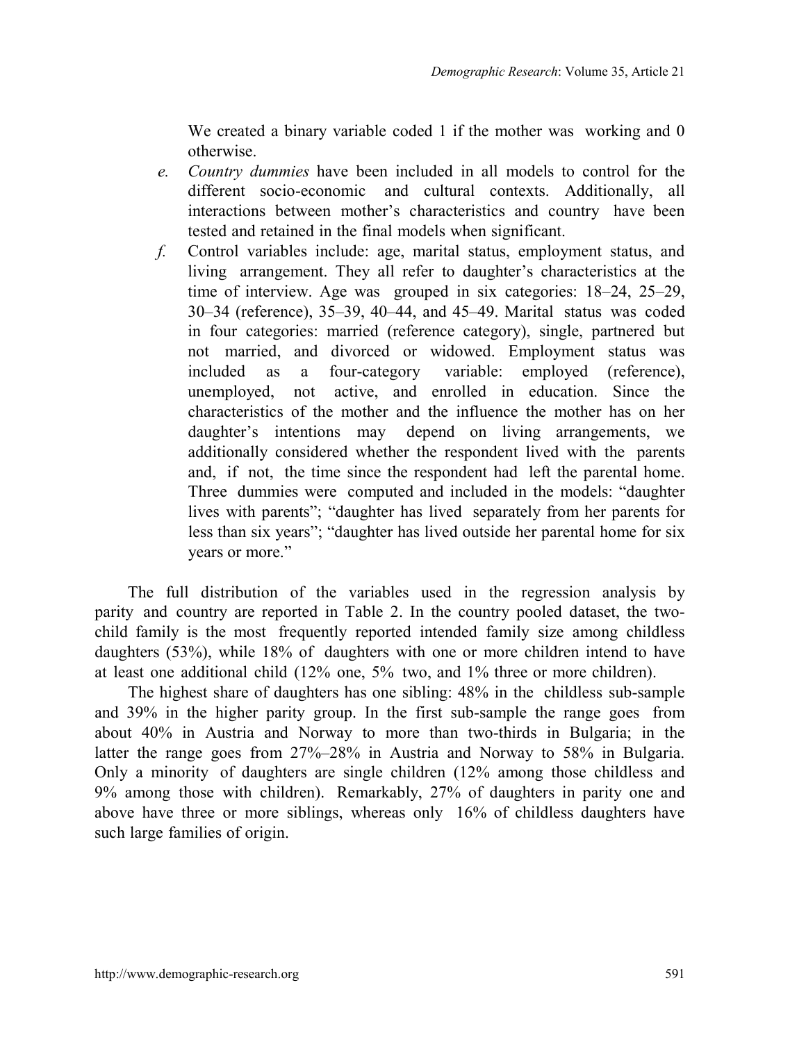We created a binary variable coded 1 if the mother was working and 0 otherwise.

*e.* *Country dummies* have been included in all models to control for the different socio-economic and cultural contexts. Additionally, all interactions between mother's characteristics and country have been tested and retained in the final models when significant.

*f.* Control variables include: age, marital status, employment status, and living arrangement. They all refer to daughter's characteristics at the time of interview. Age was grouped in six categories: 18–24, 25–29, 30–34 (reference), 35–39, 40–44, and 45–49. Marital status was coded in four categories: married (reference category), single, partnered but not married, and divorced or widowed. Employment status was included as a four-category variable: employed (reference), unemployed, not active, and enrolled in education. Since the characteristics of the mother and the influence the mother has on her daughter's intentions may depend on living arrangements, we additionally considered whether the respondent lived with the parents and, if not, the time since the respondent had left the parental home. Three dummies were computed and included in the models: "daughter lives with parents"; "daughter has lived separately from her parents for less than six years"; "daughter has lived outside her parental home for six years or more."

The full distribution of the variables used in the regression analysis by parity and country are reported in Table 2. In the country pooled dataset, the two-child family is the most frequently reported intended family size among childless daughters (53%), while 18% of daughters with one or more children intend to have at least one additional child (12% one, 5% two, and 1% three or more children).

The highest share of daughters has one sibling: 48% in the childless sub-sample and 39% in the higher parity group. In the first sub-sample the range goes from about 40% in Austria and Norway to more than two-thirds in Bulgaria; in the latter the range goes from 27%–28% in Austria and Norway to 58% in Bulgaria. Only a minority of daughters are single children (12% among those childless and 9% among those with children). Remarkably, 27% of daughters in parity one and above have three or more siblings, whereas only 16% of childless daughters have such large families of origin.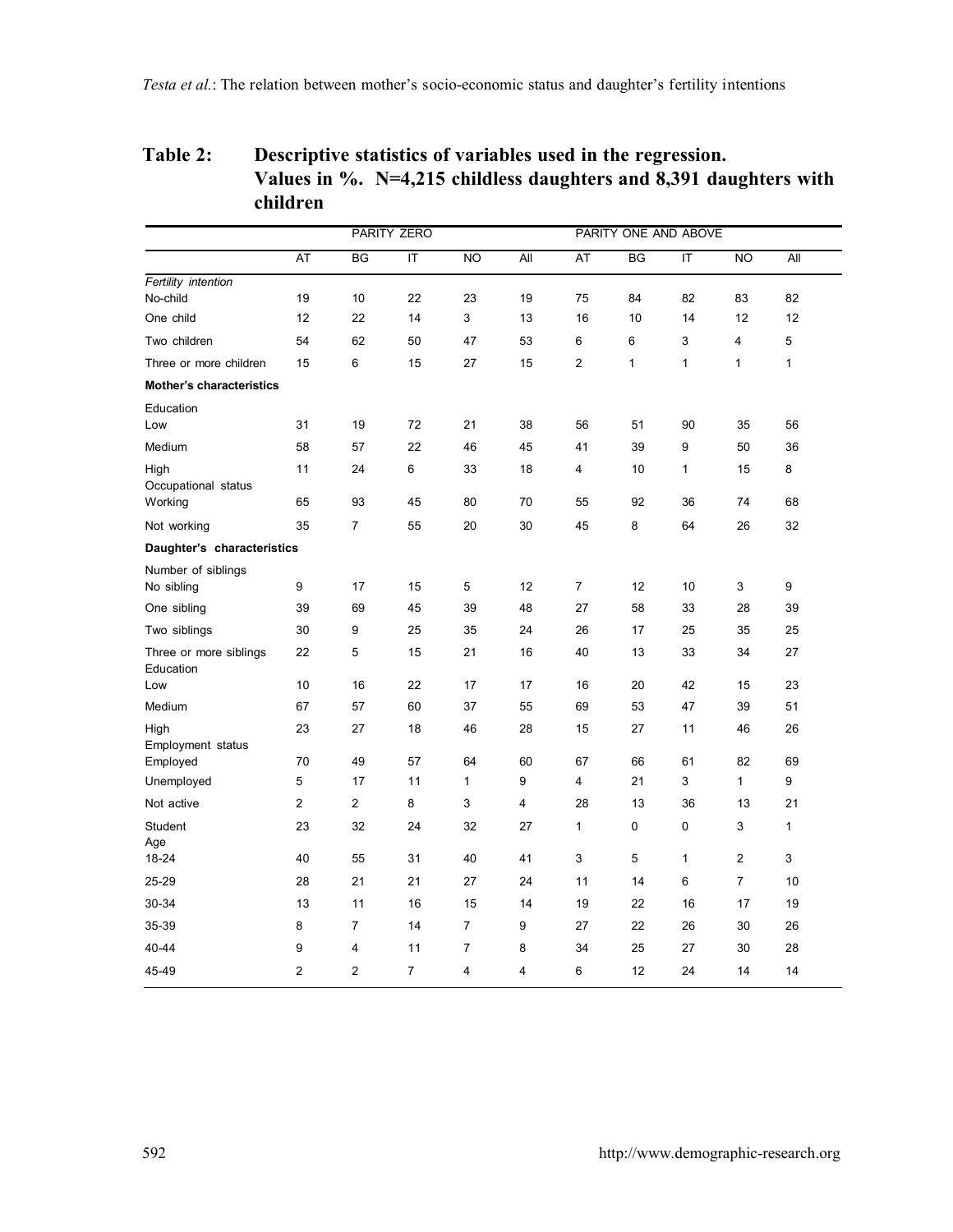**Table 2: Descriptive statistics of variables used in the regression. Values in %. N=4,215 childless daughters and 8,391 daughters with children**

| | PARITY ZERO | | | | | PARITY ONE AND ABOVE | | | | |
|---|---|---|---|---|---|---|---|---|---|---|
| | AT | BG | IT | NO | All | AT | BG | IT | NO | All |
| *Fertility intention* | | | | | | | | | | |
| No-child | 19 | 10 | 22 | 23 | 19 | 75 | 84 | 82 | 83 | 82 |
| One child | 12 | 22 | 14 | 3 | 13 | 16 | 10 | 14 | 12 | 12 |
| Two children | 54 | 62 | 50 | 47 | 53 | 6 | 6 | 3 | 4 | 5 |
| Three or more children | 15 | 6 | 15 | 27 | 15 | 2 | 1 | 1 | 1 | 1 |
| **Mother's characteristics** | | | | | | | | | | |
| Education | | | | | | | | | | |
| Low | 31 | 19 | 72 | 21 | 38 | 56 | 51 | 90 | 35 | 56 |
| Medium | 58 | 57 | 22 | 46 | 45 | 41 | 39 | 9 | 50 | 36 |
| High | 11 | 24 | 6 | 33 | 18 | 4 | 10 | 1 | 15 | 8 |
| Occupational status | | | | | | | | | | |
| Working | 65 | 93 | 45 | 80 | 70 | 55 | 92 | 36 | 74 | 68 |
| Not working | 35 | 7 | 55 | 20 | 30 | 45 | 8 | 64 | 26 | 32 |
| **Daughter's characteristics** | | | | | | | | | | |
| Number of siblings | | | | | | | | | | |
| No sibling | 9 | 17 | 15 | 5 | 12 | 7 | 12 | 10 | 3 | 9 |
| One sibling | 39 | 69 | 45 | 39 | 48 | 27 | 58 | 33 | 28 | 39 |
| Two siblings | 30 | 9 | 25 | 35 | 24 | 26 | 17 | 25 | 35 | 25 |
| Three or more siblings | 22 | 5 | 15 | 21 | 16 | 40 | 13 | 33 | 34 | 27 |
| Education | | | | | | | | | | |
| Low | 10 | 16 | 22 | 17 | 17 | 16 | 20 | 42 | 15 | 23 |
| Medium | 67 | 57 | 60 | 37 | 55 | 69 | 53 | 47 | 39 | 51 |
| High | 23 | 27 | 18 | 46 | 28 | 15 | 27 | 11 | 46 | 26 |
| Employment status | | | | | | | | | | |
| Employed | 70 | 49 | 57 | 64 | 60 | 67 | 66 | 61 | 82 | 69 |
| Unemployed | 5 | 17 | 11 | 1 | 9 | 4 | 21 | 3 | 1 | 9 |
| Not active | 2 | 2 | 8 | 3 | 4 | 28 | 13 | 36 | 13 | 21 |
| Student | 23 | 32 | 24 | 32 | 27 | 1 | 0 | 0 | 3 | 1 |
| Age | | | | | | | | | | |
| 18-24 | 40 | 55 | 31 | 40 | 41 | 3 | 5 | 1 | 2 | 3 |
| 25-29 | 28 | 21 | 21 | 27 | 24 | 11 | 14 | 6 | 7 | 10 |
| 30-34 | 13 | 11 | 16 | 15 | 14 | 19 | 22 | 16 | 17 | 19 |
| 35-39 | 8 | 7 | 14 | 7 | 9 | 27 | 22 | 26 | 30 | 26 |
| 40-44 | 9 | 4 | 11 | 7 | 8 | 34 | 25 | 27 | 30 | 28 |
| 45-49 | 2 | 2 | 7 | 4 | 4 | 6 | 12 | 24 | 14 | 14 |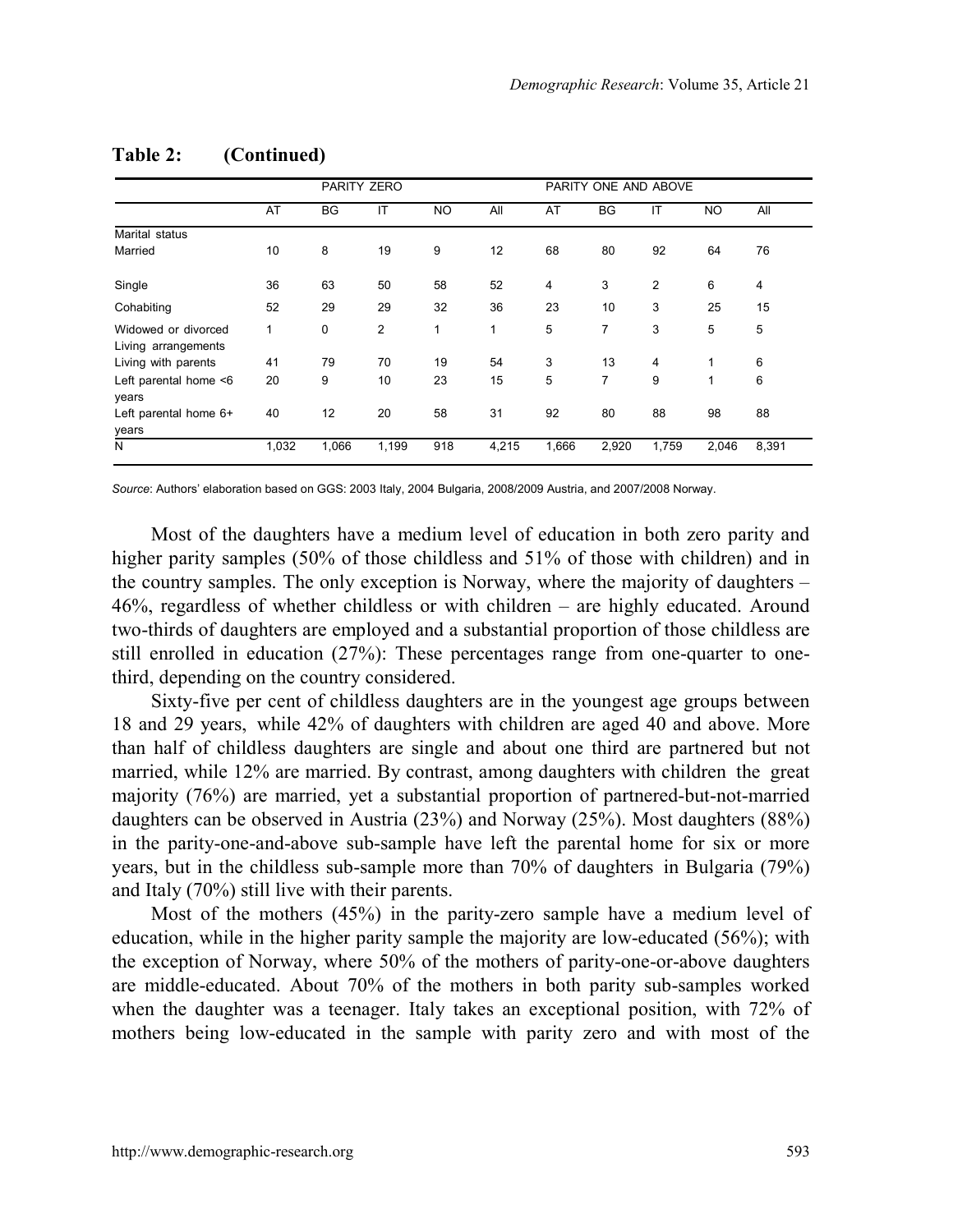**Table 2: (Continued)**

| | PARITY ZERO | | | | | PARITY ONE AND ABOVE | | | | |
|---|---|---|---|---|---|---|---|---|---|---|
| | AT | BG | IT | NO | All | AT | BG | IT | NO | All |
| Marital status | | | | | | | | | | |
| Married | 10 | 8 | 19 | 9 | 12 | 68 | 80 | 92 | 64 | 76 |
| Single | 36 | 63 | 50 | 58 | 52 | 4 | 3 | 2 | 6 | 4 |
| Cohabiting | 52 | 29 | 29 | 32 | 36 | 23 | 10 | 3 | 25 | 15 |
| Widowed or divorced | 1 | 0 | 2 | 1 | 1 | 5 | 7 | 3 | 5 | 5 |
| Living arrangements | | | | | | | | | | |
| Living with parents | 41 | 79 | 70 | 19 | 54 | 3 | 13 | 4 | 1 | 6 |
| Left parental home <6 years | 20 | 9 | 10 | 23 | 15 | 5 | 7 | 9 | 1 | 6 |
| Left parental home 6+ years | 40 | 12 | 20 | 58 | 31 | 92 | 80 | 88 | 98 | 88 |
| N | 1,032 | 1,066 | 1,199 | 918 | 4,215 | 1,666 | 2,920 | 1,759 | 2,046 | 8,391 |

*Source*: Authors' elaboration based on GGS: 2003 Italy, 2004 Bulgaria, 2008/2009 Austria, and 2007/2008 Norway.

Most of the daughters have a medium level of education in both zero parity and higher parity samples (50% of those childless and 51% of those with children) and in the country samples. The only exception is Norway, where the majority of daughters – 46%, regardless of whether childless or with children – are highly educated. Around two-thirds of daughters are employed and a substantial proportion of those childless are still enrolled in education (27%): These percentages range from one-quarter to one-third, depending on the country considered.

Sixty-five per cent of childless daughters are in the youngest age groups between 18 and 29 years, while 42% of daughters with children are aged 40 and above. More than half of childless daughters are single and about one third are partnered but not married, while 12% are married. By contrast, among daughters with children the great majority (76%) are married, yet a substantial proportion of partnered-but-not-married daughters can be observed in Austria (23%) and Norway (25%). Most daughters (88%) in the parity-one-and-above sub-sample have left the parental home for six or more years, but in the childless sub-sample more than 70% of daughters in Bulgaria (79%) and Italy (70%) still live with their parents.

Most of the mothers (45%) in the parity-zero sample have a medium level of education, while in the higher parity sample the majority are low-educated (56%); with the exception of Norway, where 50% of the mothers of parity-one-or-above daughters are middle-educated. About 70% of the mothers in both parity sub-samples worked when the daughter was a teenager. Italy takes an exceptional position, with 72% of mothers being low-educated in the sample with parity zero and with most of the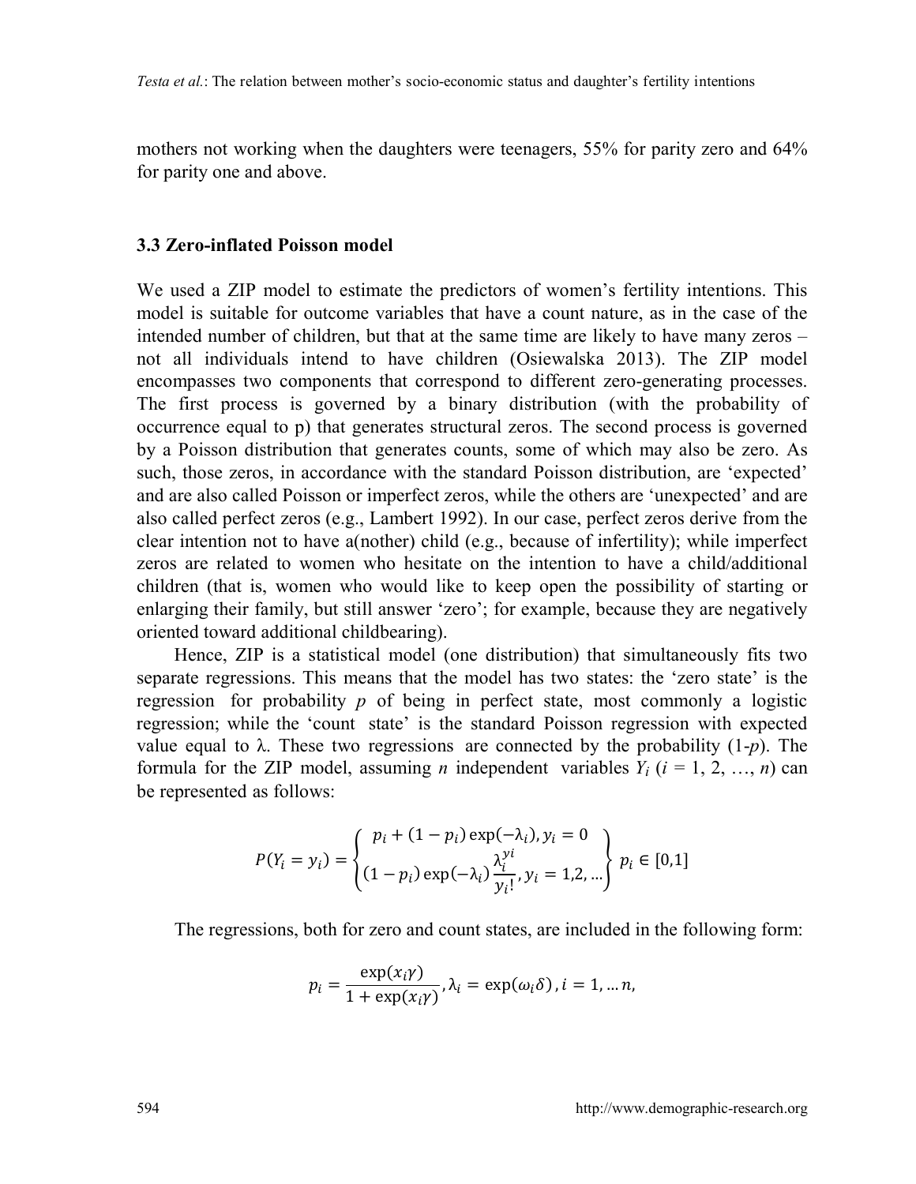mothers not working when the daughters were teenagers, 55% for parity zero and 64% for parity one and above.

### 3.3 Zero-inflated Poisson model

We used a ZIP model to estimate the predictors of women's fertility intentions. This model is suitable for outcome variables that have a count nature, as in the case of the intended number of children, but that at the same time are likely to have many zeros – not all individuals intend to have children (Osiewalska 2013). The ZIP model encompasses two components that correspond to different zero-generating processes. The first process is governed by a binary distribution (with the probability of occurrence equal to p) that generates structural zeros. The second process is governed by a Poisson distribution that generates counts, some of which may also be zero. As such, those zeros, in accordance with the standard Poisson distribution, are 'expected' and are also called Poisson or imperfect zeros, while the others are 'unexpected' and are also called perfect zeros (e.g., Lambert 1992). In our case, perfect zeros derive from the clear intention not to have a(nother) child (e.g., because of infertility); while imperfect zeros are related to women who hesitate on the intention to have a child/additional children (that is, women who would like to keep open the possibility of starting or enlarging their family, but still answer 'zero'; for example, because they are negatively oriented toward additional childbearing).

Hence, ZIP is a statistical model (one distribution) that simultaneously fits two separate regressions. This means that the model has two states: the 'zero state' is the regression for probability $p$ of being in perfect state, most commonly a logistic regression; while the 'count state' is the standard Poisson regression with expected value equal to $\lambda$. These two regressions are connected by the probability (1-$p$). The formula for the ZIP model, assuming $n$ independent variables $Y_i$ ($i$ = 1, 2, …, $n$) can be represented as follows:

$$P(Y_i = y_i) = \begin{Bmatrix} p_i + (1 - p_i)\exp(-\lambda_i), y_i = 0 \\ (1 - p_i)\exp(-\lambda_i)\dfrac{\lambda_i^{yi}}{y_i!}, y_i = 1,2,\ldots \end{Bmatrix} p_i \in [0,1]$$

The regressions, both for zero and count states, are included in the following form:

$$p_i = \frac{\exp(x_i\gamma)}{1 + \exp(x_i\gamma)}, \lambda_i = \exp(\omega_i\delta), i = 1, \ldots n,$$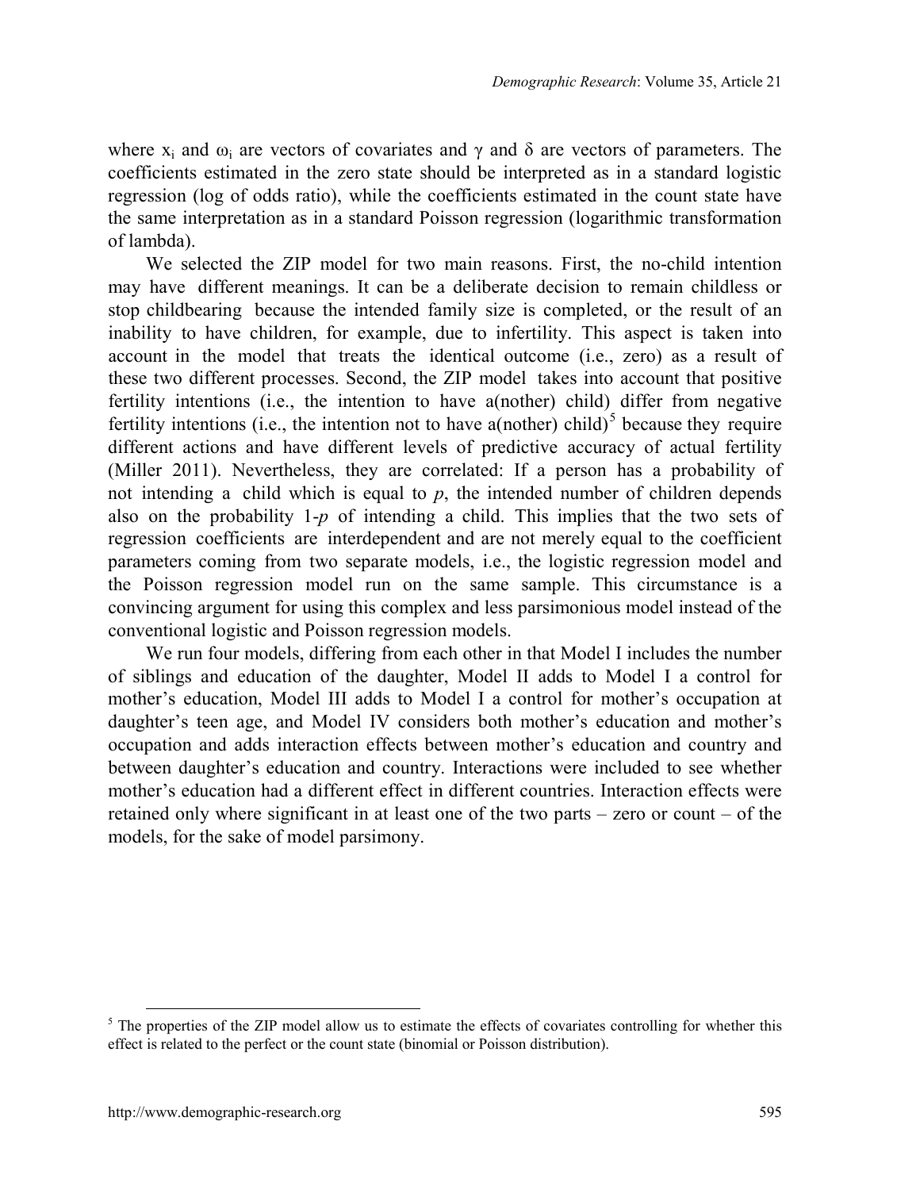where $x_i$ and $\omega_i$ are vectors of covariates and $\gamma$ and $\delta$ are vectors of parameters. The coefficients estimated in the zero state should be interpreted as in a standard logistic regression (log of odds ratio), while the coefficients estimated in the count state have the same interpretation as in a standard Poisson regression (logarithmic transformation of lambda).

We selected the ZIP model for two main reasons. First, the no-child intention may have different meanings. It can be a deliberate decision to remain childless or stop childbearing because the intended family size is completed, or the result of an inability to have children, for example, due to infertility. This aspect is taken into account in the model that treats the identical outcome (i.e., zero) as a result of these two different processes. Second, the ZIP model takes into account that positive fertility intentions (i.e., the intention to have a(nother) child) differ from negative fertility intentions (i.e., the intention not to have a(nother) child)[5] because they require different actions and have different levels of predictive accuracy of actual fertility (Miller 2011). Nevertheless, they are correlated: If a person has a probability of not intending a child which is equal to $p$, the intended number of children depends also on the probability $1\text{-}p$ of intending a child. This implies that the two sets of regression coefficients are interdependent and are not merely equal to the coefficient parameters coming from two separate models, i.e., the logistic regression model and the Poisson regression model run on the same sample. This circumstance is a convincing argument for using this complex and less parsimonious model instead of the conventional logistic and Poisson regression models.

We run four models, differing from each other in that Model I includes the number of siblings and education of the daughter, Model II adds to Model I a control for mother's education, Model III adds to Model I a control for mother's occupation at daughter's teen age, and Model IV considers both mother's education and mother's occupation and adds interaction effects between mother's education and country and between daughter's education and country. Interactions were included to see whether mother's education had a different effect in different countries. Interaction effects were retained only where significant in at least one of the two parts – zero or count – of the models, for the sake of model parsimony.

[5] The properties of the ZIP model allow us to estimate the effects of covariates controlling for whether this effect is related to the perfect or the count state (binomial or Poisson distribution).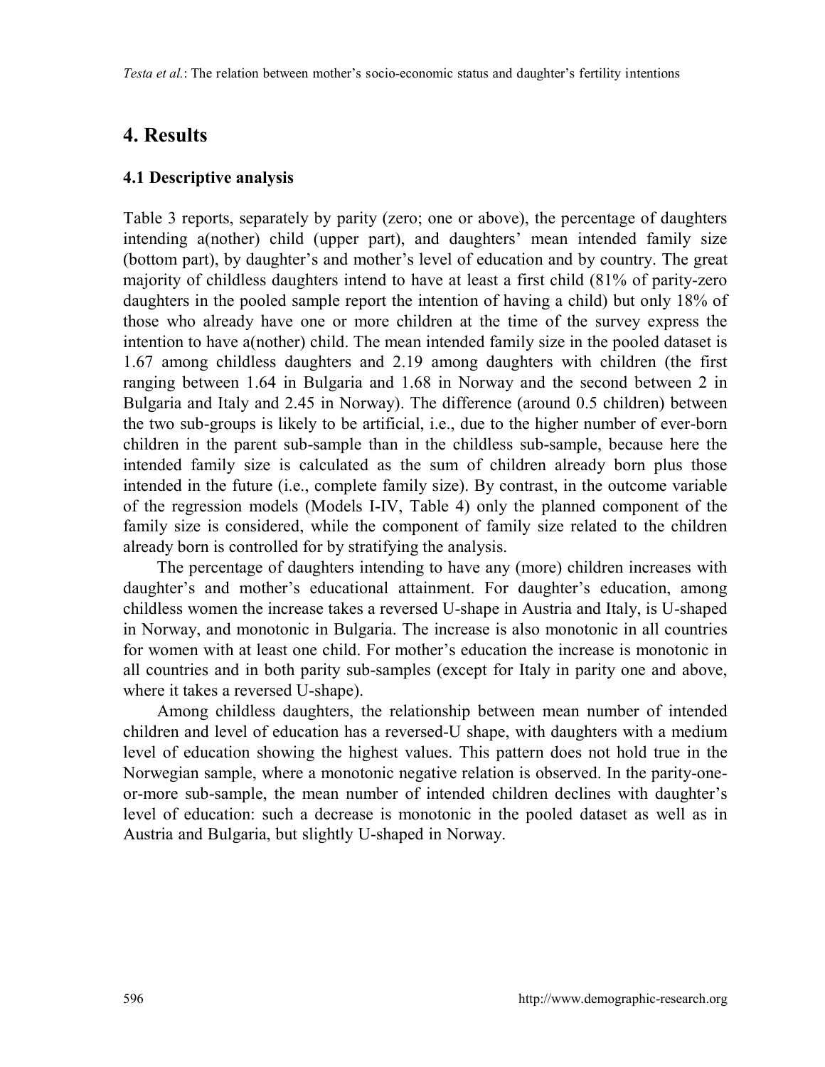## 4. Results

### 4.1 Descriptive analysis

Table 3 reports, separately by parity (zero; one or above), the percentage of daughters intending a(nother) child (upper part), and daughters' mean intended family size (bottom part), by daughter's and mother's level of education and by country. The great majority of childless daughters intend to have at least a first child (81% of parity-zero daughters in the pooled sample report the intention of having a child) but only 18% of those who already have one or more children at the time of the survey express the intention to have a(nother) child. The mean intended family size in the pooled dataset is 1.67 among childless daughters and 2.19 among daughters with children (the first ranging between 1.64 in Bulgaria and 1.68 in Norway and the second between 2 in Bulgaria and Italy and 2.45 in Norway). The difference (around 0.5 children) between the two sub-groups is likely to be artificial, i.e., due to the higher number of ever-born children in the parent sub-sample than in the childless sub-sample, because here the intended family size is calculated as the sum of children already born plus those intended in the future (i.e., complete family size). By contrast, in the outcome variable of the regression models (Models I-IV, Table 4) only the planned component of the family size is considered, while the component of family size related to the children already born is controlled for by stratifying the analysis.

The percentage of daughters intending to have any (more) children increases with daughter's and mother's educational attainment. For daughter's education, among childless women the increase takes a reversed U-shape in Austria and Italy, is U-shaped in Norway, and monotonic in Bulgaria. The increase is also monotonic in all countries for women with at least one child. For mother's education the increase is monotonic in all countries and in both parity sub-samples (except for Italy in parity one and above, where it takes a reversed U-shape).

Among childless daughters, the relationship between mean number of intended children and level of education has a reversed-U shape, with daughters with a medium level of education showing the highest values. This pattern does not hold true in the Norwegian sample, where a monotonic negative relation is observed. In the parity-one-or-more sub-sample, the mean number of intended children declines with daughter's level of education: such a decrease is monotonic in the pooled dataset as well as in Austria and Bulgaria, but slightly U-shaped in Norway.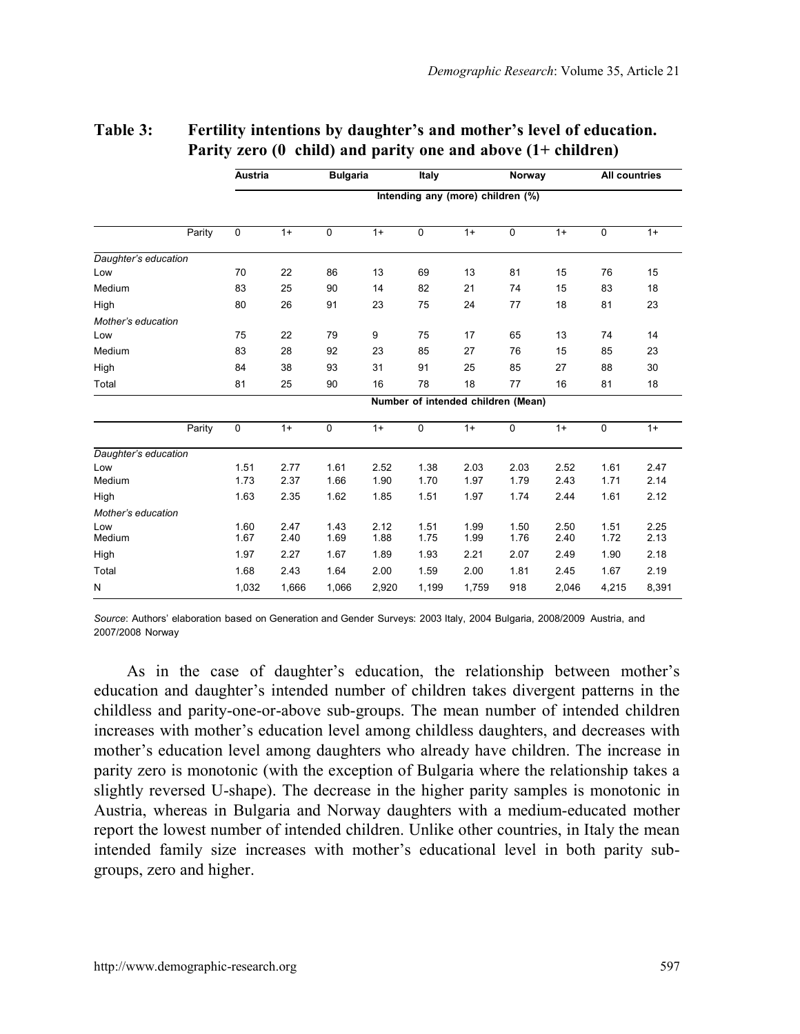**Table 3: Fertility intentions by daughter's and mother's level of education. Parity zero (0 child) and parity one and above (1+ children)**

| | Austria | | Bulgaria | | Italy | | Norway | | All countries | |
|---|---|---|---|---|---|---|---|---|---|---|
| | **Intending any (more) children (%)** | | | | | | | | | |
| Parity | 0 | 1+ | 0 | 1+ | 0 | 1+ | 0 | 1+ | 0 | 1+ |
| *Daughter's education* | | | | | | | | | | |
| Low | 70 | 22 | 86 | 13 | 69 | 13 | 81 | 15 | 76 | 15 |
| Medium | 83 | 25 | 90 | 14 | 82 | 21 | 74 | 15 | 83 | 18 |
| High | 80 | 26 | 91 | 23 | 75 | 24 | 77 | 18 | 81 | 23 |
| *Mother's education* | | | | | | | | | | |
| Low | 75 | 22 | 79 | 9 | 75 | 17 | 65 | 13 | 74 | 14 |
| Medium | 83 | 28 | 92 | 23 | 85 | 27 | 76 | 15 | 85 | 23 |
| High | 84 | 38 | 93 | 31 | 91 | 25 | 85 | 27 | 88 | 30 |
| Total | 81 | 25 | 90 | 16 | 78 | 18 | 77 | 16 | 81 | 18 |
| | **Number of intended children (Mean)** | | | | | | | | | |
| Parity | 0 | 1+ | 0 | 1+ | 0 | 1+ | 0 | 1+ | 0 | 1+ |
| *Daughter's education* | | | | | | | | | | |
| Low | 1.51 | 2.77 | 1.61 | 2.52 | 1.38 | 2.03 | 2.03 | 2.52 | 1.61 | 2.47 |
| Medium | 1.73 | 2.37 | 1.66 | 1.90 | 1.70 | 1.97 | 1.79 | 2.43 | 1.71 | 2.14 |
| High | 1.63 | 2.35 | 1.62 | 1.85 | 1.51 | 1.97 | 1.74 | 2.44 | 1.61 | 2.12 |
| *Mother's education* | | | | | | | | | | |
| Low | 1.60 | 2.47 | 1.43 | 2.12 | 1.51 | 1.99 | 1.50 | 2.50 | 1.51 | 2.25 |
| Medium | 1.67 | 2.40 | 1.69 | 1.88 | 1.75 | 1.99 | 1.76 | 2.40 | 1.72 | 2.13 |
| High | 1.97 | 2.27 | 1.67 | 1.89 | 1.93 | 2.21 | 2.07 | 2.49 | 1.90 | 2.18 |
| Total | 1.68 | 2.43 | 1.64 | 2.00 | 1.59 | 2.00 | 1.81 | 2.45 | 1.67 | 2.19 |
| N | 1,032 | 1,666 | 1,066 | 2,920 | 1,199 | 1,759 | 918 | 2,046 | 4,215 | 8,391 |

*Source*: Authors' elaboration based on Generation and Gender Surveys: 2003 Italy, 2004 Bulgaria, 2008/2009 Austria, and 2007/2008 Norway

As in the case of daughter's education, the relationship between mother's education and daughter's intended number of children takes divergent patterns in the childless and parity-one-or-above sub-groups. The mean number of intended children increases with mother's education level among childless daughters, and decreases with mother's education level among daughters who already have children. The increase in parity zero is monotonic (with the exception of Bulgaria where the relationship takes a slightly reversed U-shape). The decrease in the higher parity samples is monotonic in Austria, whereas in Bulgaria and Norway daughters with a medium-educated mother report the lowest number of intended children. Unlike other countries, in Italy the mean intended family size increases with mother's educational level in both parity sub-groups, zero and higher.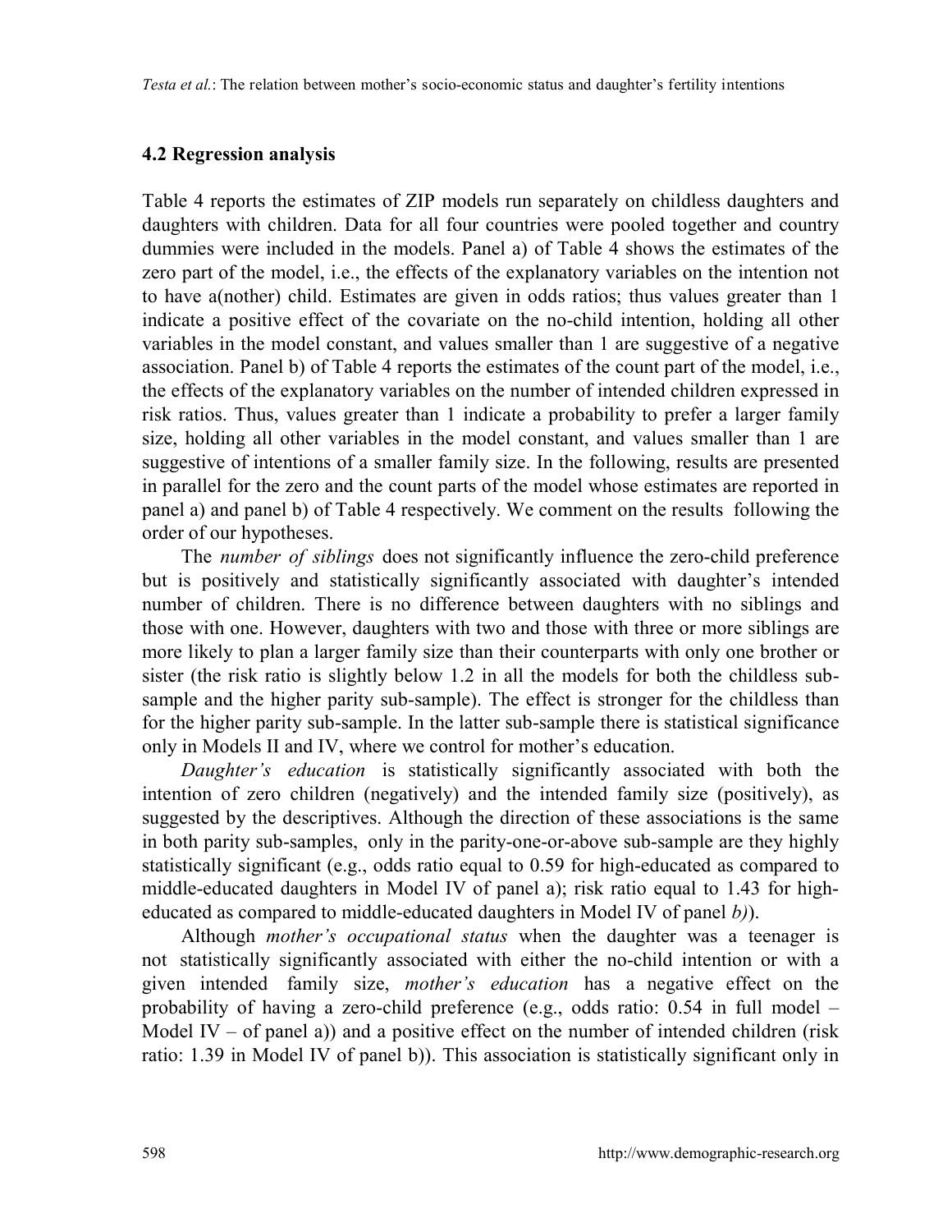## 4.2 Regression analysis

Table 4 reports the estimates of ZIP models run separately on childless daughters and daughters with children. Data for all four countries were pooled together and country dummies were included in the models. Panel a) of Table 4 shows the estimates of the zero part of the model, i.e., the effects of the explanatory variables on the intention not to have a(nother) child. Estimates are given in odds ratios; thus values greater than 1 indicate a positive effect of the covariate on the no-child intention, holding all other variables in the model constant, and values smaller than 1 are suggestive of a negative association. Panel b) of Table 4 reports the estimates of the count part of the model, i.e., the effects of the explanatory variables on the number of intended children expressed in risk ratios. Thus, values greater than 1 indicate a probability to prefer a larger family size, holding all other variables in the model constant, and values smaller than 1 are suggestive of intentions of a smaller family size. In the following, results are presented in parallel for the zero and the count parts of the model whose estimates are reported in panel a) and panel b) of Table 4 respectively. We comment on the results following the order of our hypotheses.

The *number of siblings* does not significantly influence the zero-child preference but is positively and statistically significantly associated with daughter's intended number of children. There is no difference between daughters with no siblings and those with one. However, daughters with two and those with three or more siblings are more likely to plan a larger family size than their counterparts with only one brother or sister (the risk ratio is slightly below 1.2 in all the models for both the childless sub-sample and the higher parity sub-sample). The effect is stronger for the childless than for the higher parity sub-sample. In the latter sub-sample there is statistical significance only in Models II and IV, where we control for mother's education.

*Daughter's education* is statistically significantly associated with both the intention of zero children (negatively) and the intended family size (positively), as suggested by the descriptives. Although the direction of these associations is the same in both parity sub-samples, only in the parity-one-or-above sub-sample are they highly statistically significant (e.g., odds ratio equal to 0.59 for high-educated as compared to middle-educated daughters in Model IV of panel a); risk ratio equal to 1.43 for high-educated as compared to middle-educated daughters in Model IV of panel *b)*).

Although *mother's occupational status* when the daughter was a teenager is not statistically significantly associated with either the no-child intention or with a given intended family size, *mother's education* has a negative effect on the probability of having a zero-child preference (e.g., odds ratio: 0.54 in full model – Model IV – of panel a)) and a positive effect on the number of intended children (risk ratio: 1.39 in Model IV of panel b)). This association is statistically significant only in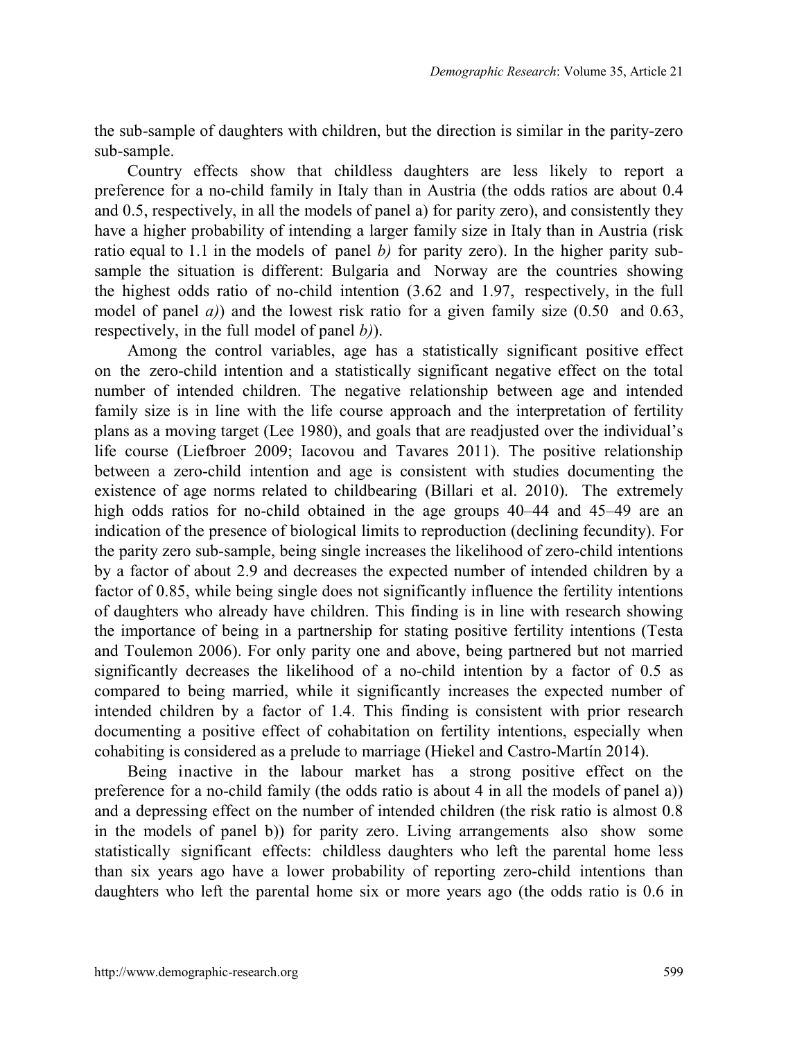the sub-sample of daughters with children, but the direction is similar in the parity-zero sub-sample.

Country effects show that childless daughters are less likely to report a preference for a no-child family in Italy than in Austria (the odds ratios are about 0.4 and 0.5, respectively, in all the models of panel a) for parity zero), and consistently they have a higher probability of intending a larger family size in Italy than in Austria (risk ratio equal to 1.1 in the models of panel *b)* for parity zero). In the higher parity sub-sample the situation is different: Bulgaria and Norway are the countries showing the highest odds ratio of no-child intention (3.62 and 1.97, respectively, in the full model of panel *a)*) and the lowest risk ratio for a given family size (0.50 and 0.63, respectively, in the full model of panel *b)*).

Among the control variables, age has a statistically significant positive effect on the zero-child intention and a statistically significant negative effect on the total number of intended children. The negative relationship between age and intended family size is in line with the life course approach and the interpretation of fertility plans as a moving target (Lee 1980), and goals that are readjusted over the individual's life course (Liefbroer 2009; Iacovou and Tavares 2011). The positive relationship between a zero-child intention and age is consistent with studies documenting the existence of age norms related to childbearing (Billari et al. 2010). The extremely high odds ratios for no-child obtained in the age groups 40–44 and 45–49 are an indication of the presence of biological limits to reproduction (declining fecundity). For the parity zero sub-sample, being single increases the likelihood of zero-child intentions by a factor of about 2.9 and decreases the expected number of intended children by a factor of 0.85, while being single does not significantly influence the fertility intentions of daughters who already have children. This finding is in line with research showing the importance of being in a partnership for stating positive fertility intentions (Testa and Toulemon 2006). For only parity one and above, being partnered but not married significantly decreases the likelihood of a no-child intention by a factor of 0.5 as compared to being married, while it significantly increases the expected number of intended children by a factor of 1.4. This finding is consistent with prior research documenting a positive effect of cohabitation on fertility intentions, especially when cohabiting is considered as a prelude to marriage (Hiekel and Castro-Martín 2014).

Being inactive in the labour market has a strong positive effect on the preference for a no-child family (the odds ratio is about 4 in all the models of panel a)) and a depressing effect on the number of intended children (the risk ratio is almost 0.8 in the models of panel b)) for parity zero. Living arrangements also show some statistically significant effects: childless daughters who left the parental home less than six years ago have a lower probability of reporting zero-child intentions than daughters who left the parental home six or more years ago (the odds ratio is 0.6 in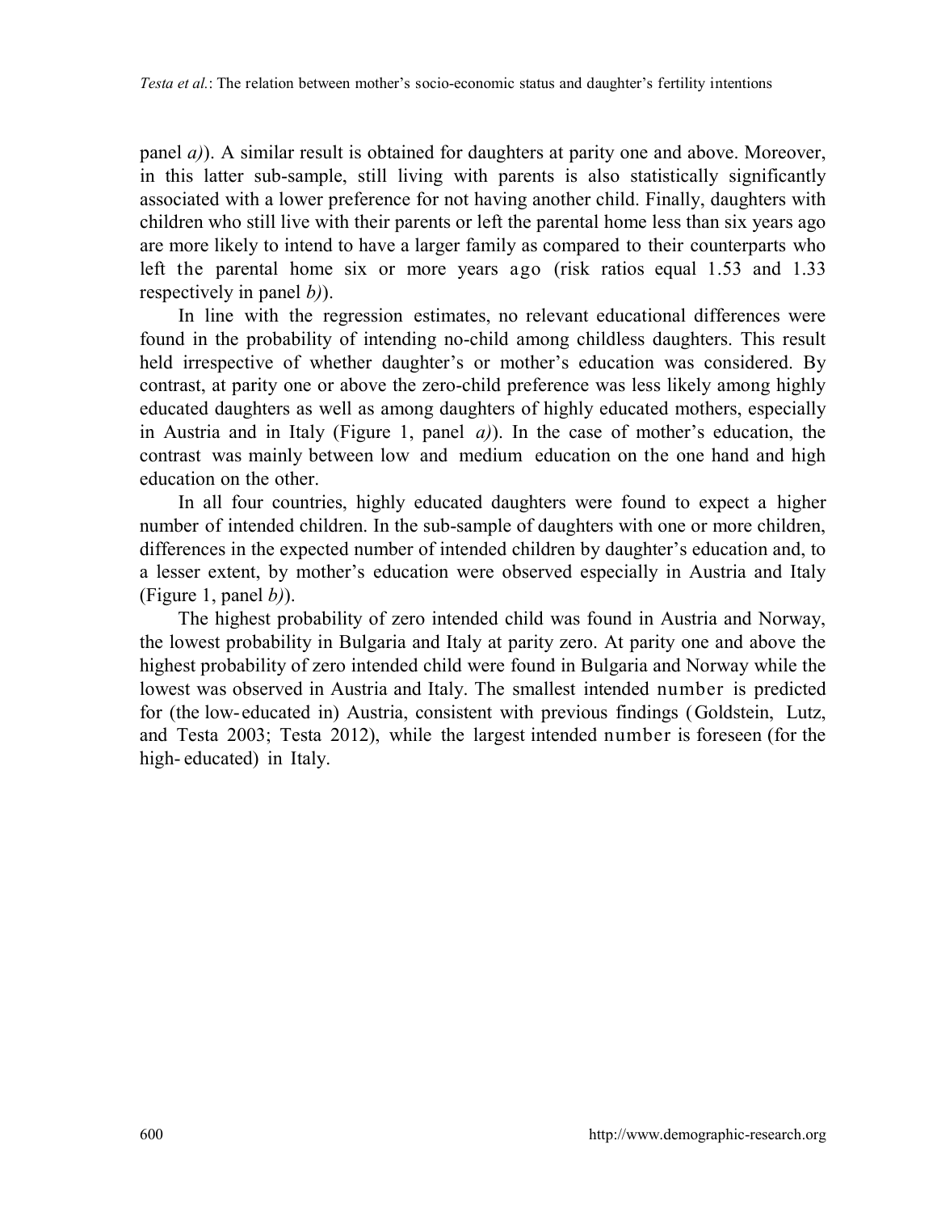panel *a)*). A similar result is obtained for daughters at parity one and above. Moreover, in this latter sub-sample, still living with parents is also statistically significantly associated with a lower preference for not having another child. Finally, daughters with children who still live with their parents or left the parental home less than six years ago are more likely to intend to have a larger family as compared to their counterparts who left the parental home six or more years ago (risk ratios equal 1.53 and 1.33 respectively in panel *b)*).

In line with the regression estimates, no relevant educational differences were found in the probability of intending no-child among childless daughters. This result held irrespective of whether daughter's or mother's education was considered. By contrast, at parity one or above the zero-child preference was less likely among highly educated daughters as well as among daughters of highly educated mothers, especially in Austria and in Italy (Figure 1, panel *a)*). In the case of mother's education, the contrast was mainly between low and medium education on the one hand and high education on the other.

In all four countries, highly educated daughters were found to expect a higher number of intended children. In the sub-sample of daughters with one or more children, differences in the expected number of intended children by daughter's education and, to a lesser extent, by mother's education were observed especially in Austria and Italy (Figure 1, panel *b)*).

The highest probability of zero intended child was found in Austria and Norway, the lowest probability in Bulgaria and Italy at parity zero. At parity one and above the highest probability of zero intended child were found in Bulgaria and Norway while the lowest was observed in Austria and Italy. The smallest intended number is predicted for (the low-educated in) Austria, consistent with previous findings (Goldstein, Lutz, and Testa 2003; Testa 2012), while the largest intended number is foreseen (for the high-educated) in Italy.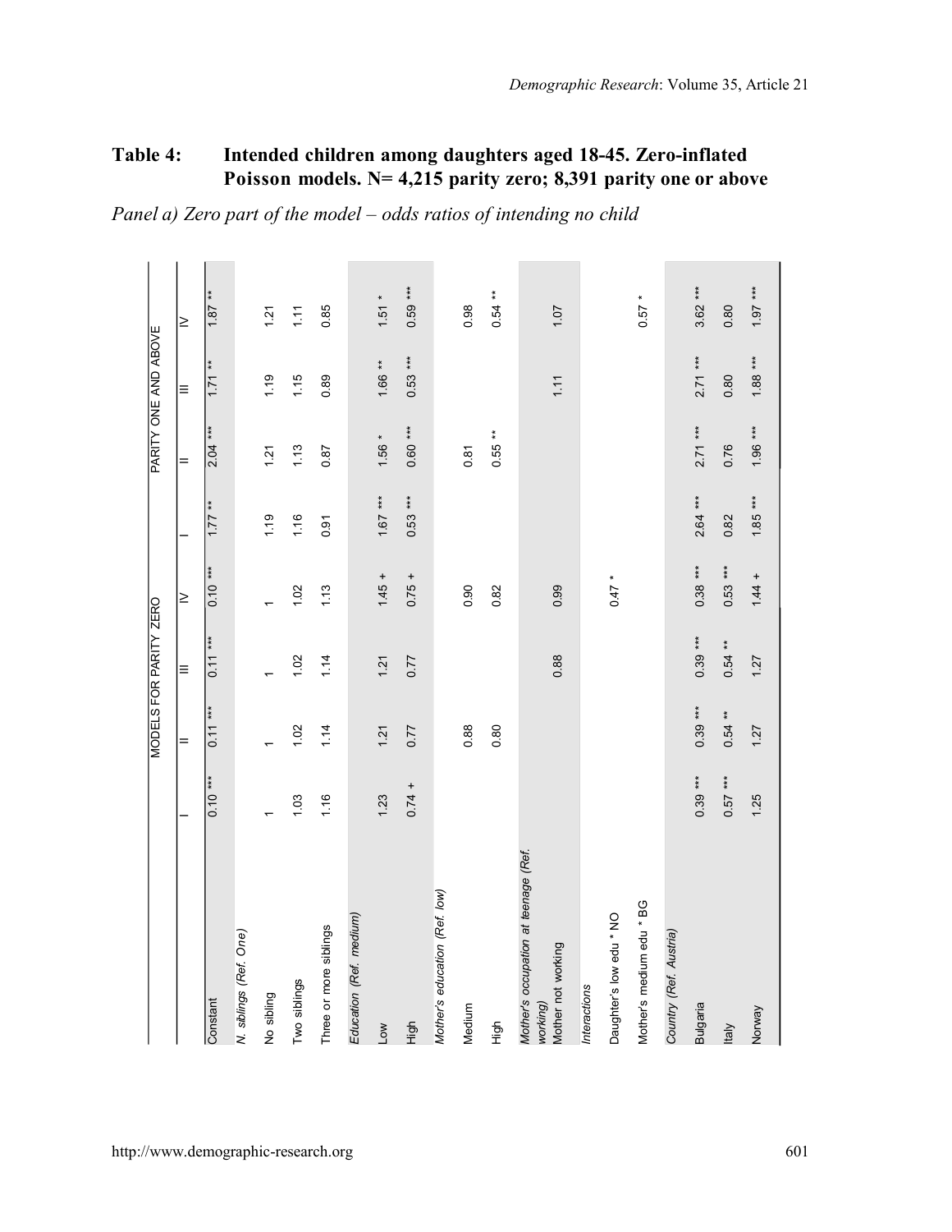## Table 4: Intended children among daughters aged 18-45. Zero-inflated Poisson models. N= 4,215 parity zero; 8,391 parity one or above

*Panel a) Zero part of the model – odds ratios of intending no child*

| | MODELS FOR PARITY ZERO | | | | PARITY ONE AND ABOVE | | | |
|---|---|---|---|---|---|---|---|---|
| | I | II | III | IV | I | II | III | IV |
| Constant | 0.10 *** | 0.11 *** | 0.11 *** | 0.10 *** | 1.77 ** | 2.04 *** | 1.71 ** | 1.87 ** |
| *N. siblings (Ref. One)* | | | | | | | | |
| No sibling | 1 | 1 | 1 | 1 | 1.19 | 1.21 | 1.19 | 1.21 |
| Two siblings | 1.03 | 1.02 | 1.02 | 1.02 | 1.16 | 1.13 | 1.15 | 1.11 |
| Three or more siblings | 1.16 | 1.14 | 1.14 | 1.13 | 0.91 | 0.87 | 0.89 | 0.85 |
| *Education (Ref. medium)* | | | | | | | | |
| Low | 1.23 | 1.21 | 1.21 | 1.45 + | 1.67 *** | 1.56 * | 1.66 ** | 1.51 * |
| High | 0.74 + | 0.77 | 0.77 | 0.75 + | 0.53 *** | 0.60 *** | 0.53 *** | 0.59 *** |
| *Mother's education (Ref. low)* | | | | | | | | |
| Medium | | 0.88 | | 0.90 | | 0.81 | | 0.98 |
| High | | 0.80 | | 0.82 | | 0.55 ** | | 0.54 ** |
| *Mother's occupation at teenage (Ref. working)* | | | | | | | | |
| Mother not working | | | 0.88 | 0.99 | | | 1.11 | 1.07 |
| *Interactions* | | | | | | | | |
| Daughter's low edu * NO | | | | 0.47 * | | | | |
| Mother's medium edu * BG | | | | | | | | 0.57 * |
| *Country (Ref. Austria)* | | | | | | | | |
| Bulgaria | 0.39 *** | 0.39 *** | 0.39 *** | 0.38 *** | 2.64 *** | 2.71 *** | 2.71 *** | 3.62 *** |
| Italy | 0.57 *** | 0.54 ** | 0.54 ** | 0.53 *** | 0.82 | 0.76 | 0.80 | 0.80 |
| Norway | 1.25 | 1.27 | 1.27 | 1.44 + | 1.85 *** | 1.96 *** | 1.88 *** | 1.97 *** |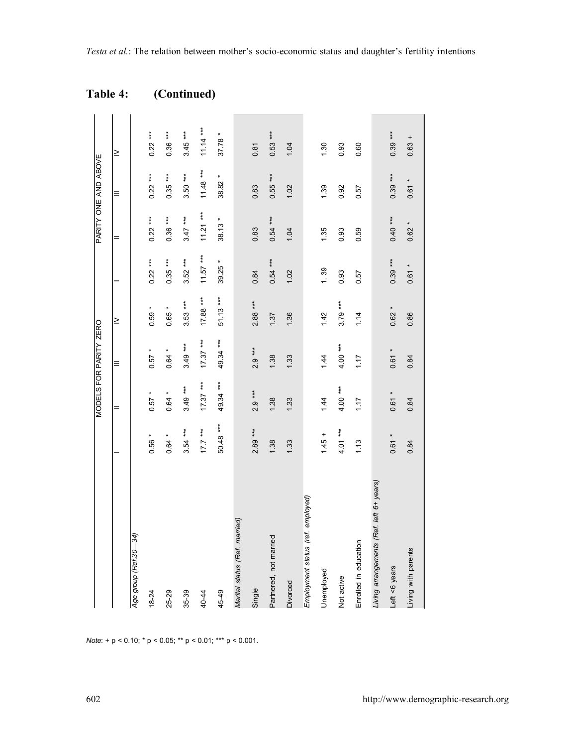**Table 4: (Continued)**

| | MODELS FOR PARITY ZERO | | | | PARITY ONE AND ABOVE | | | |
|---|---|---|---|---|---|---|---|---|
| | I | II | III | IV | I | II | III | IV |
| *Age group (Ref.30—34)* | | | | | | | | |
| 18-24 | 0.56 * | 0.57 * | 0.57 * | 0.59 * | 0.22 *** | 0.22 *** | 0.22 *** | 0.22 *** |
| 25-29 | 0.64 * | 0.64 * | 0.64 * | 0.65 * | 0.35 *** | 0.36 *** | 0.35 *** | 0.36 *** |
| 35-39 | 3.54 *** | 3.49 *** | 3.49 *** | 3.53 *** | 3.52 *** | 3.47 *** | 3.50 *** | 3.45 *** |
| 40-44 | 17.7 *** | 17.37 *** | 17.37 *** | 17.88 *** | 11.57 *** | 11.21 *** | 11.48 *** | 11.14 *** |
| 45-49 | 50.48 *** | 49.34 *** | 49.34 *** | 51.13 *** | 39.25 * | 38.13 * | 38.82 * | 37.78 * |
| *Marital status (Ref. married)* | | | | | | | | |
| Single | 2.89 *** | 2.9 *** | 2.9 *** | 2.88 *** | 0.84 | 0.83 | 0.83 | 0.81 |
| Partnered, not married | 1.38 | 1.38 | 1.38 | 1.37 | 0.54 *** | 0.54 *** | 0.55 *** | 0.53 *** |
| Divorced | 1.33 | 1.33 | 1.33 | 1.36 | 1.02 | 1.04 | 1.02 | 1.04 |
| *Employment status (ref. employed)* | | | | | | | | |
| Unemployed | 1.45 + | 1.44 | 1.44 | 1.42 | 1. 39 | 1.35 | 1.39 | 1.30 |
| Not active | 4.01 *** | 4.00 *** | 4.00 *** | 3.79 *** | 0.93 | 0.93 | 0.92 | 0.93 |
| Enrolled in education | 1.13 | 1.17 | 1.17 | 1.14 | 0.57 | 0.59 | 0.57 | 0.60 |
| *Living arrangements (Ref. left 6+ years)* | | | | | | | | |
| Left <6 years | 0.61 * | 0.61 * | 0.61 * | 0.62 * | 0.39 *** | 0.40 *** | 0.39 *** | 0.39 *** |
| Living with parents | 0.84 | 0.84 | 0.84 | 0.86 | 0.61 * | 0.62 * | 0.61 * | 0.63 + |

*Note*: + p < 0.10; * p < 0.05; ** p < 0.01; *** p < 0.001.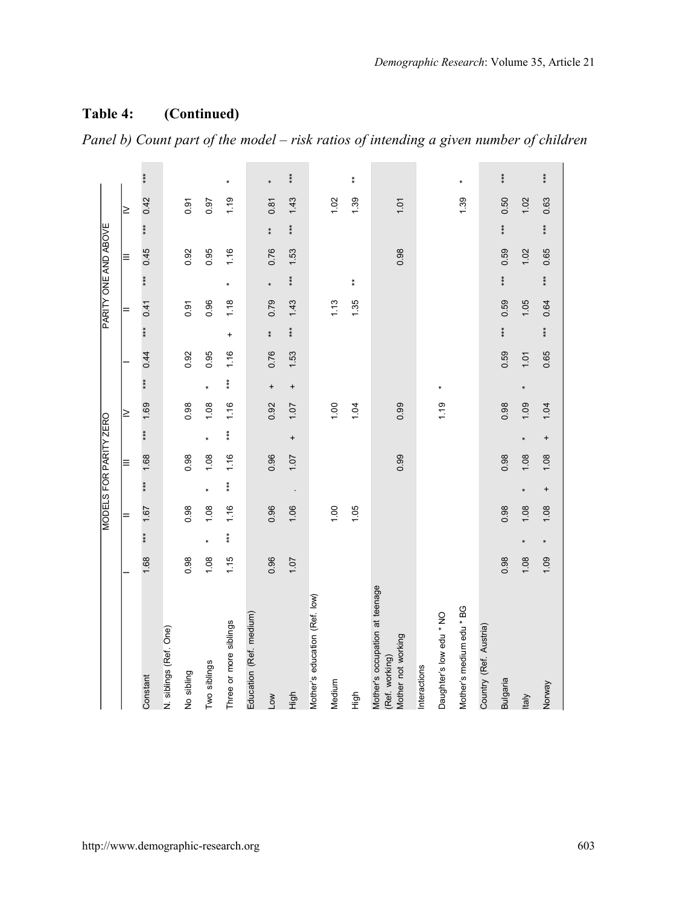**Table 4: (Continued)**

*Panel b) Count part of the model – risk ratios of intending a given number of children*

| | MODELS FOR PARITY ZERO | | | | PARITY ONE AND ABOVE | | | |
|---|---|---|---|---|---|---|---|---|
| | I | II | III | IV | I | II | III | IV |
| Constant | 1.68 *** | 1.67 *** | 1.68 *** | 1.69 *** | 0.44 *** | 0.41 *** | 0.45 *** | 0.42 *** |
| N. siblings (Ref. One) | | | | | | | | |
| No sibling | 0.98 | 0.98 | 0.98 | 0.98 | 0.92 | 0.91 | 0.92 | 0.91 |
| Two siblings | 1.08 * | 1.08 * | 1.08 * | 1.08 * | 0.95 | 0.96 | 0.95 | 0.97 |
| Three or more siblings | 1.15 *** | 1.16 *** | 1.16 *** | 1.16 *** | 1.16 + | 1.18 * | 1.16 | 1.19 * |
| Education (Ref. medium) | | | | | | | | |
| Low | 0.96 | 0.96 | 0.96 | 0.92 + | 0.76 ** | 0.79 * | 0.76 ** | 0.81 * |
| High | 1.07 | 1.06 . | 1.07 + | 1.07 + | 1.53 *** | 1.43 *** | 1.53 *** | 1.43 *** |
| Mother's education (Ref. low) | | | | | | | | |
| Medium | | 1.00 | | 1.00 | | 1.13 | | 1.02 |
| High | | 1.05 | | 1.04 | | 1.35 ** | | 1.39 ** |
| Mother's occupation at teenage (Ref. working)<br>Mother not working | | | 0.99 | 0.99 | | | 0.98 | 1.01 |
| Interactions | | | | | | | | |
| Daughter's low edu * NO | | | | 1.19 * | | | | |
| Mother's medium edu * BG | | | | | | | | 1.39 * |
| Country (Ref. Austria) | | | | | | | | |
| Bulgaria | 0.98 | 0.98 | 0.98 | 0.98 | 0.59 *** | 0.59 *** | 0.59 *** | 0.50 *** |
| Italy | 1.08 * | 1.08 * | 1.08 * | 1.09 * | 1.01 | 1.05 | 1.02 | 1.02 |
| Norway | 1.09 * | 1.08 + | 1.08 + | 1.04 | 0.65 *** | 0.64 *** | 0.65 *** | 0.63 *** |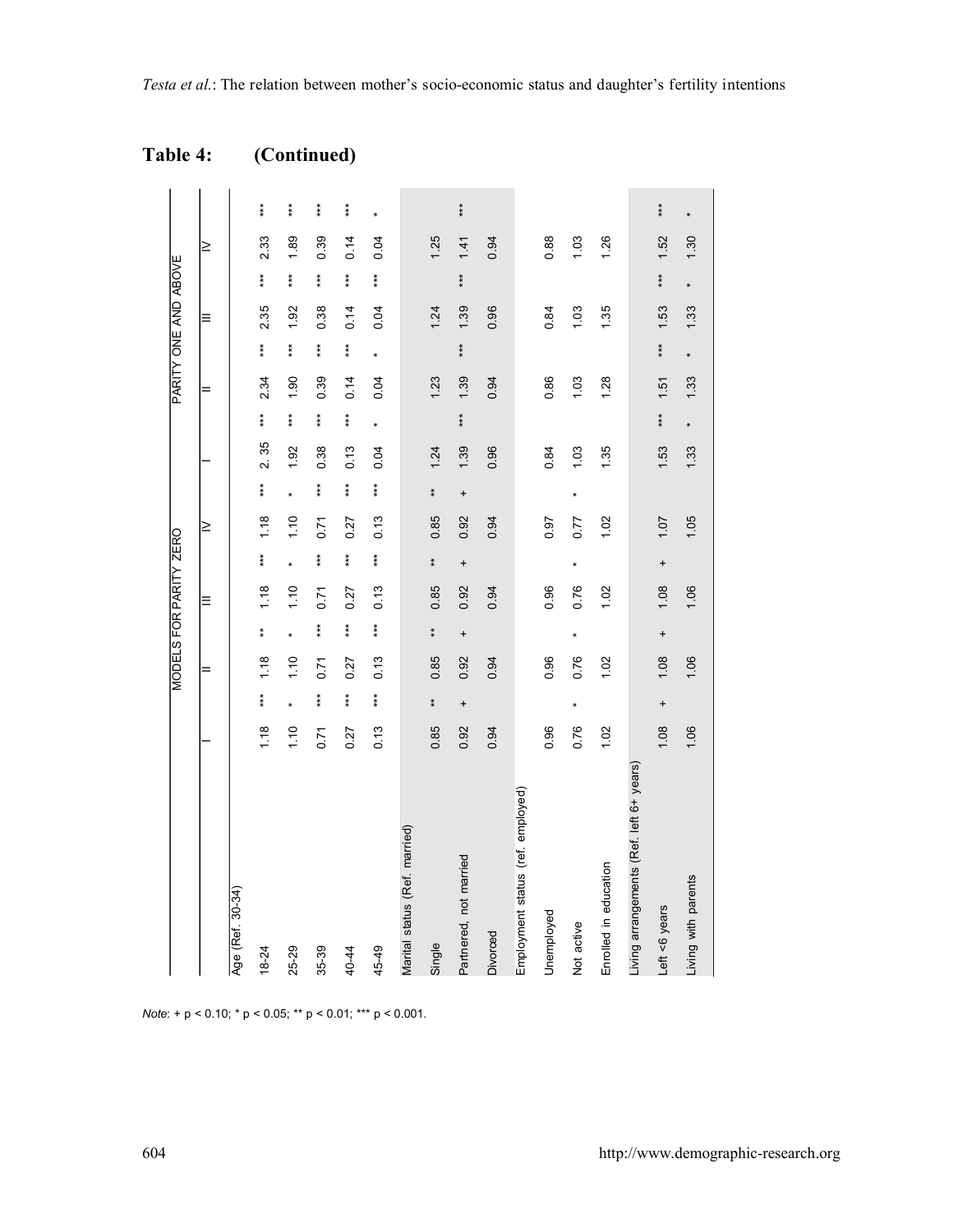**Table 4: (Continued)**

| | MODELS FOR PARITY ZERO | | | | | | | | PARITY ONE AND ABOVE | | | | | | | |
|---|---|---|---|---|---|---|---|---|---|---|---|---|---|---|---|---|
| | I | | II | | III | | IV | | I | | II | | III | | IV | |
| Age (Ref. 30-34) | | | | | | | | | | | | | | | | |
| 18-24 | 1.18 | *** | 1.18 | ** | 1.18 | *** | 1.18 | *** | 2. 35 | *** | 2.34 | *** | 2.35 | *** | 2.33 | *** |
| 25-29 | 1.10 | * | 1.10 | * | 1.10 | * | 1.10 | * | 1.92 | *** | 1.90 | *** | 1.92 | *** | 1.89 | *** |
| 35-39 | 0.71 | *** | 0.71 | *** | 0.71 | *** | 0.71 | *** | 0.38 | *** | 0.39 | *** | 0.38 | *** | 0.39 | *** |
| 40-44 | 0.27 | *** | 0.27 | *** | 0.27 | *** | 0.27 | *** | 0.13 | *** | 0.14 | *** | 0.14 | *** | 0.14 | *** |
| 45-49 | 0.13 | *** | 0.13 | *** | 0.13 | *** | 0.13 | *** | 0.04 | * | 0.04 | * | 0.04 | *** | 0.04 | * |
| Marital status (Ref. married) | | | | | | | | | | | | | | | | |
| Single | 0.85 | ** | 0.85 | ** | 0.85 | ** | 0.85 | ** | 1.24 | | 1.23 | | 1.24 | | 1.25 | |
| Partnered, not married | 0.92 | + | 0.92 | + | 0.92 | + | 0.92 | + | 1.39 | *** | 1.39 | *** | 1.39 | *** | 1.41 | *** |
| Divorced | 0.94 | | 0.94 | | 0.94 | | 0.94 | | 0.96 | | 0.94 | | 0.96 | | 0.94 | |
| Employment status (ref. employed) | | | | | | | | | | | | | | | | |
| Unemployed | 0.96 | | 0.96 | | 0.96 | | 0.97 | | 0.84 | | 0.86 | | 0.84 | | 0.88 | |
| Not active | 0.76 | * | 0.76 | * | 0.76 | * | 0.77 | * | 1.03 | | 1.03 | | 1.03 | | 1.03 | |
| Enrolled in education | 1.02 | | 1.02 | | 1.02 | | 1.02 | | 1.35 | | 1.28 | | 1.35 | | 1.26 | |
| Living arrangements (Ref. left 6+ years) | | | | | | | | | | | | | | | | |
| Left <6 years | 1.08 | + | 1.08 | + | 1.08 | + | 1.07 | | 1.53 | *** | 1.51 | *** | 1.53 | *** | 1.52 | *** |
| Living with parents | 1.06 | | 1.06 | | 1.06 | | 1.05 | | 1.33 | * | 1.33 | * | 1.33 | * | 1.30 | * |

*Note*: + p < 0.10; * p < 0.05; ** p < 0.01; *** p < 0.001.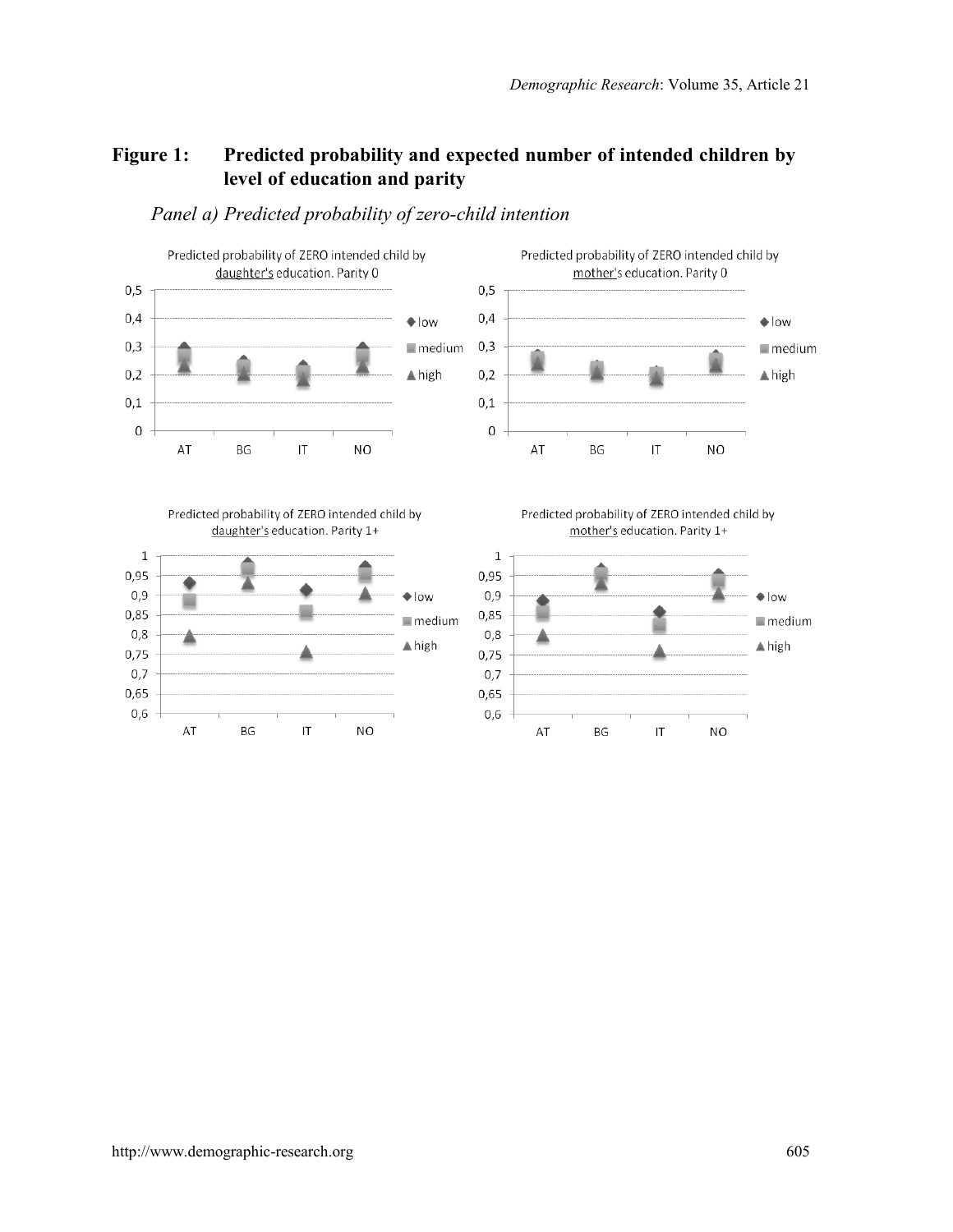**Figure 1: Predicted probability and expected number of intended children by level of education and parity**

*Panel a) Predicted probability of zero-child intention*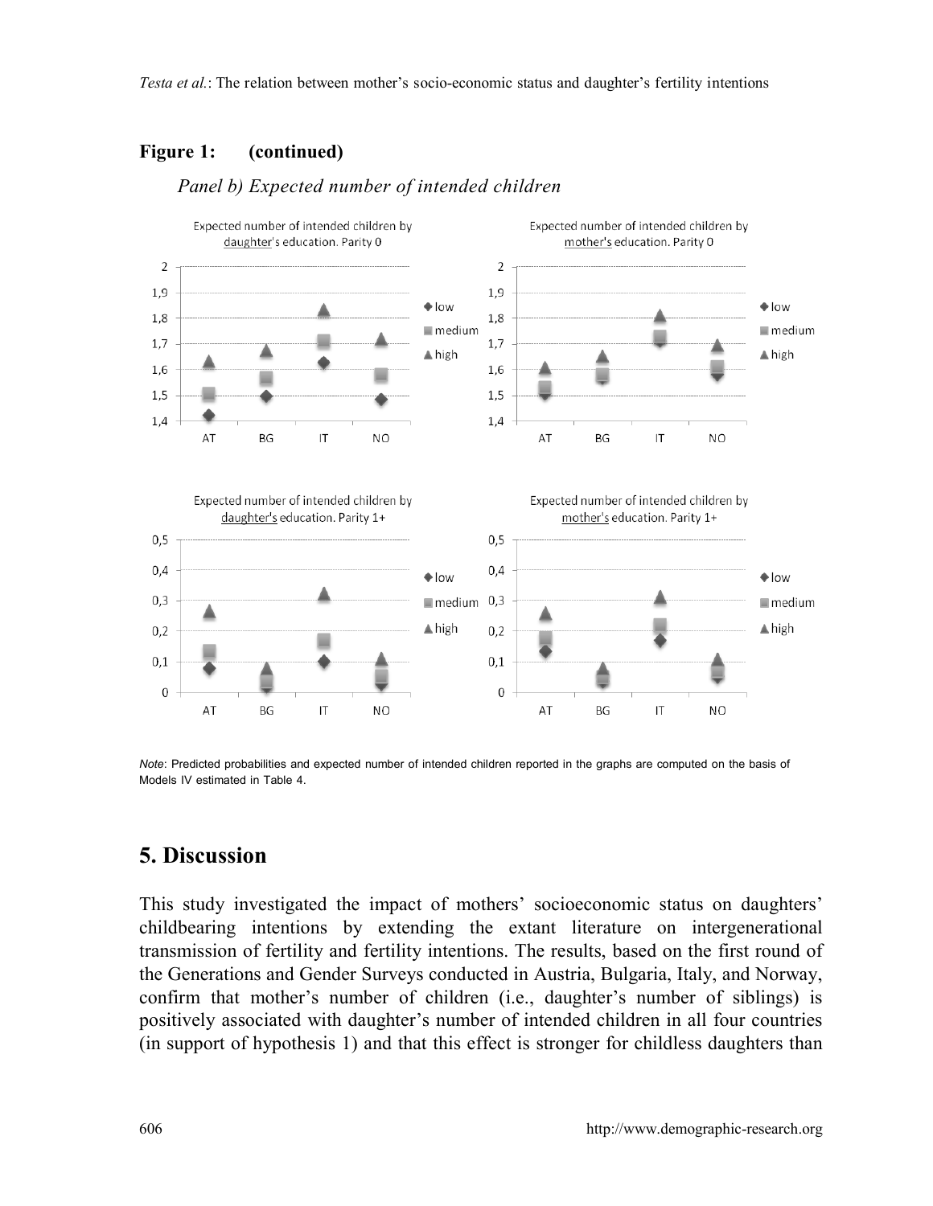**Figure 1: (continued)**

*Panel b) Expected number of intended children*

*Note*: Predicted probabilities and expected number of intended children reported in the graphs are computed on the basis of Models IV estimated in Table 4.

## 5. Discussion

This study investigated the impact of mothers' socioeconomic status on daughters' childbearing intentions by extending the extant literature on intergenerational transmission of fertility and fertility intentions. The results, based on the first round of the Generations and Gender Surveys conducted in Austria, Bulgaria, Italy, and Norway, confirm that mother's number of children (i.e., daughter's number of siblings) is positively associated with daughter's number of intended children in all four countries (in support of hypothesis 1) and that this effect is stronger for childless daughters than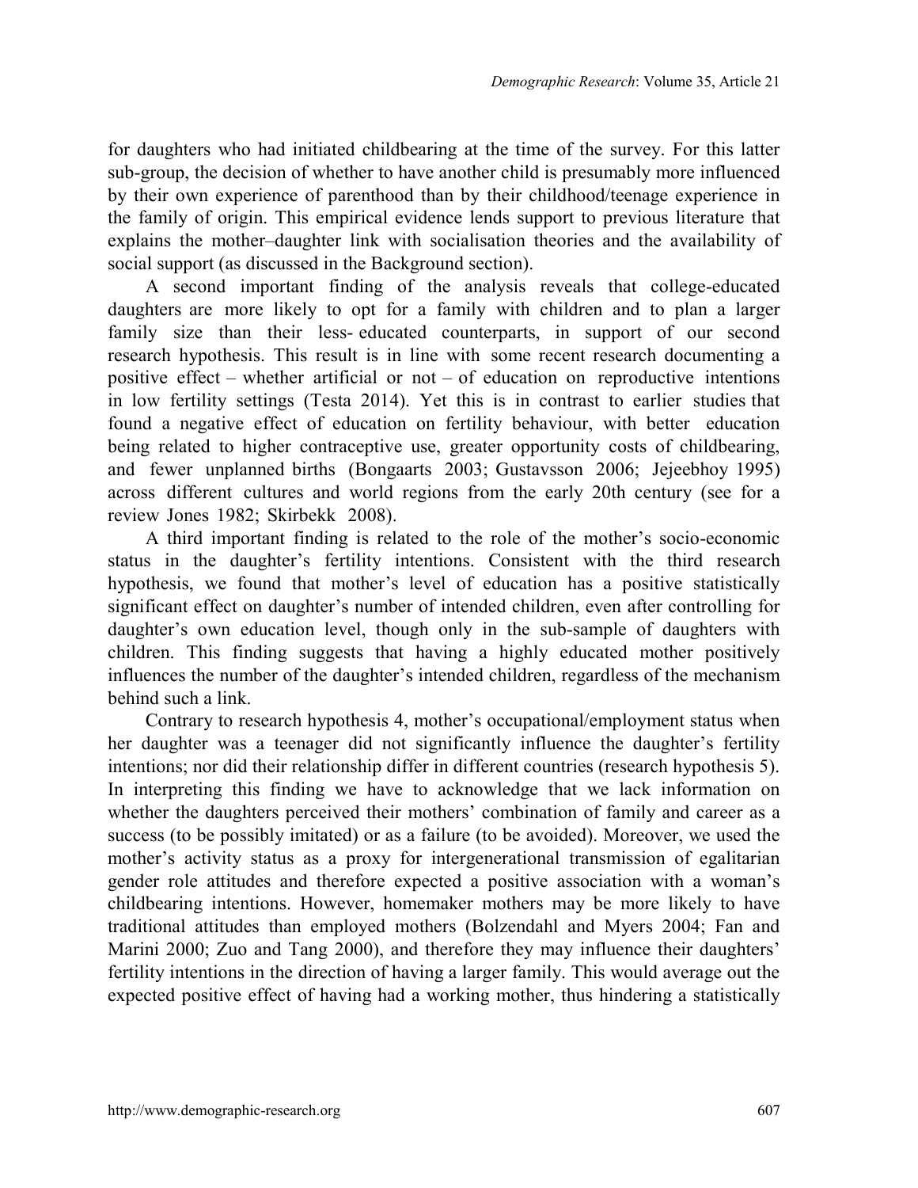for daughters who had initiated childbearing at the time of the survey. For this latter sub-group, the decision of whether to have another child is presumably more influenced by their own experience of parenthood than by their childhood/teenage experience in the family of origin. This empirical evidence lends support to previous literature that explains the mother–daughter link with socialisation theories and the availability of social support (as discussed in the Background section).

A second important finding of the analysis reveals that college-educated daughters are more likely to opt for a family with children and to plan a larger family size than their less- educated counterparts, in support of our second research hypothesis. This result is in line with some recent research documenting a positive effect – whether artificial or not – of education on reproductive intentions in low fertility settings (Testa 2014). Yet this is in contrast to earlier studies that found a negative effect of education on fertility behaviour, with better education being related to higher contraceptive use, greater opportunity costs of childbearing, and fewer unplanned births (Bongaarts 2003; Gustavsson 2006; Jejeebhoy 1995) across different cultures and world regions from the early 20th century (see for a review Jones 1982; Skirbekk 2008).

A third important finding is related to the role of the mother's socio-economic status in the daughter's fertility intentions. Consistent with the third research hypothesis, we found that mother's level of education has a positive statistically significant effect on daughter's number of intended children, even after controlling for daughter's own education level, though only in the sub-sample of daughters with children. This finding suggests that having a highly educated mother positively influences the number of the daughter's intended children, regardless of the mechanism behind such a link.

Contrary to research hypothesis 4, mother's occupational/employment status when her daughter was a teenager did not significantly influence the daughter's fertility intentions; nor did their relationship differ in different countries (research hypothesis 5). In interpreting this finding we have to acknowledge that we lack information on whether the daughters perceived their mothers' combination of family and career as a success (to be possibly imitated) or as a failure (to be avoided). Moreover, we used the mother's activity status as a proxy for intergenerational transmission of egalitarian gender role attitudes and therefore expected a positive association with a woman's childbearing intentions. However, homemaker mothers may be more likely to have traditional attitudes than employed mothers (Bolzendahl and Myers 2004; Fan and Marini 2000; Zuo and Tang 2000), and therefore they may influence their daughters' fertility intentions in the direction of having a larger family. This would average out the expected positive effect of having had a working mother, thus hindering a statistically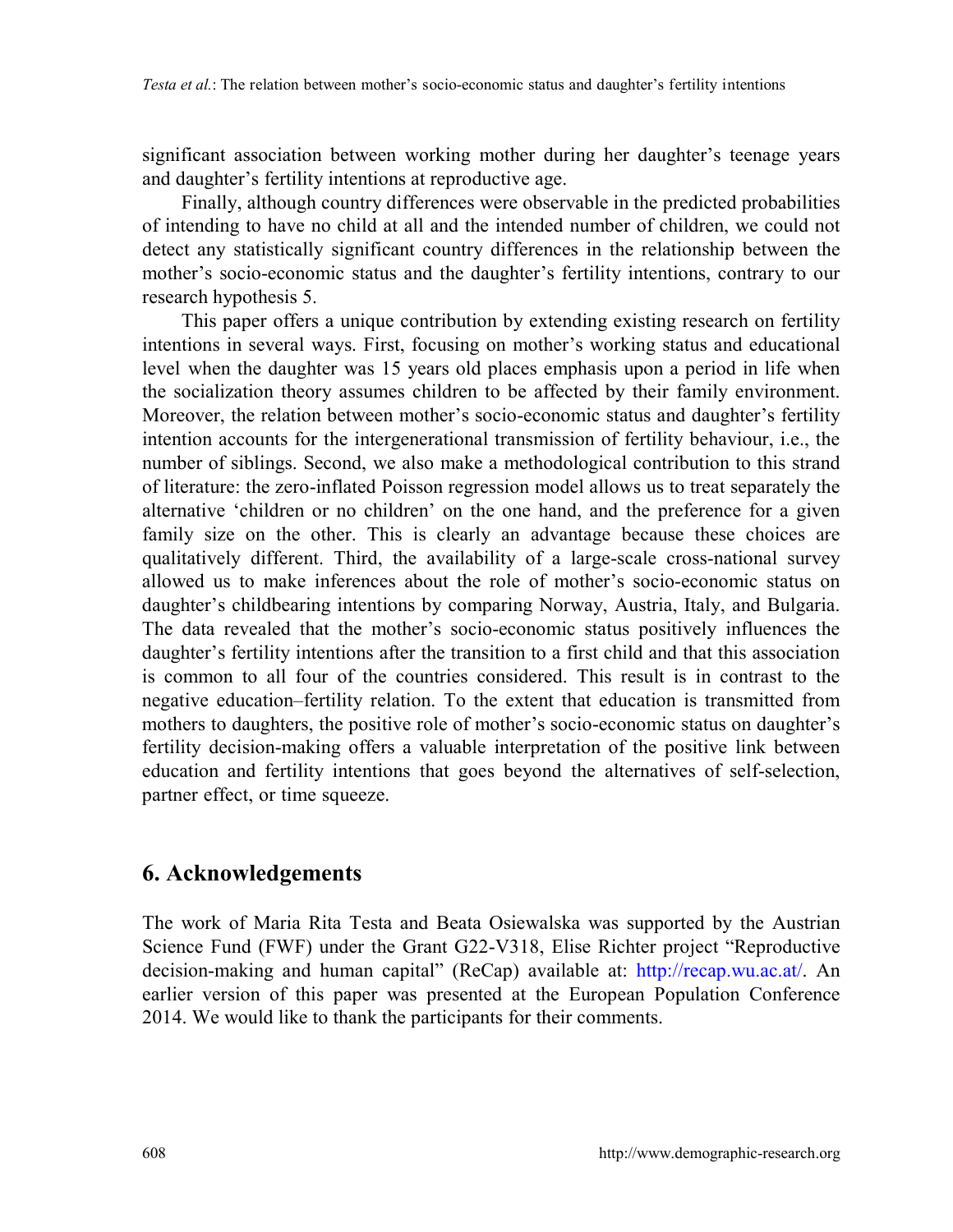significant association between working mother during her daughter's teenage years and daughter's fertility intentions at reproductive age.

Finally, although country differences were observable in the predicted probabilities of intending to have no child at all and the intended number of children, we could not detect any statistically significant country differences in the relationship between the mother's socio-economic status and the daughter's fertility intentions, contrary to our research hypothesis 5.

This paper offers a unique contribution by extending existing research on fertility intentions in several ways. First, focusing on mother's working status and educational level when the daughter was 15 years old places emphasis upon a period in life when the socialization theory assumes children to be affected by their family environment. Moreover, the relation between mother's socio-economic status and daughter's fertility intention accounts for the intergenerational transmission of fertility behaviour, i.e., the number of siblings. Second, we also make a methodological contribution to this strand of literature: the zero-inflated Poisson regression model allows us to treat separately the alternative 'children or no children' on the one hand, and the preference for a given family size on the other. This is clearly an advantage because these choices are qualitatively different. Third, the availability of a large-scale cross-national survey allowed us to make inferences about the role of mother's socio-economic status on daughter's childbearing intentions by comparing Norway, Austria, Italy, and Bulgaria. The data revealed that the mother's socio-economic status positively influences the daughter's fertility intentions after the transition to a first child and that this association is common to all four of the countries considered. This result is in contrast to the negative education–fertility relation. To the extent that education is transmitted from mothers to daughters, the positive role of mother's socio-economic status on daughter's fertility decision-making offers a valuable interpretation of the positive link between education and fertility intentions that goes beyond the alternatives of self-selection, partner effect, or time squeeze.

## 6. Acknowledgements

The work of Maria Rita Testa and Beata Osiewalska was supported by the Austrian Science Fund (FWF) under the Grant G22-V318, Elise Richter project "Reproductive decision-making and human capital" (ReCap) available at: http://recap.wu.ac.at/. An earlier version of this paper was presented at the European Population Conference 2014. We would like to thank the participants for their comments.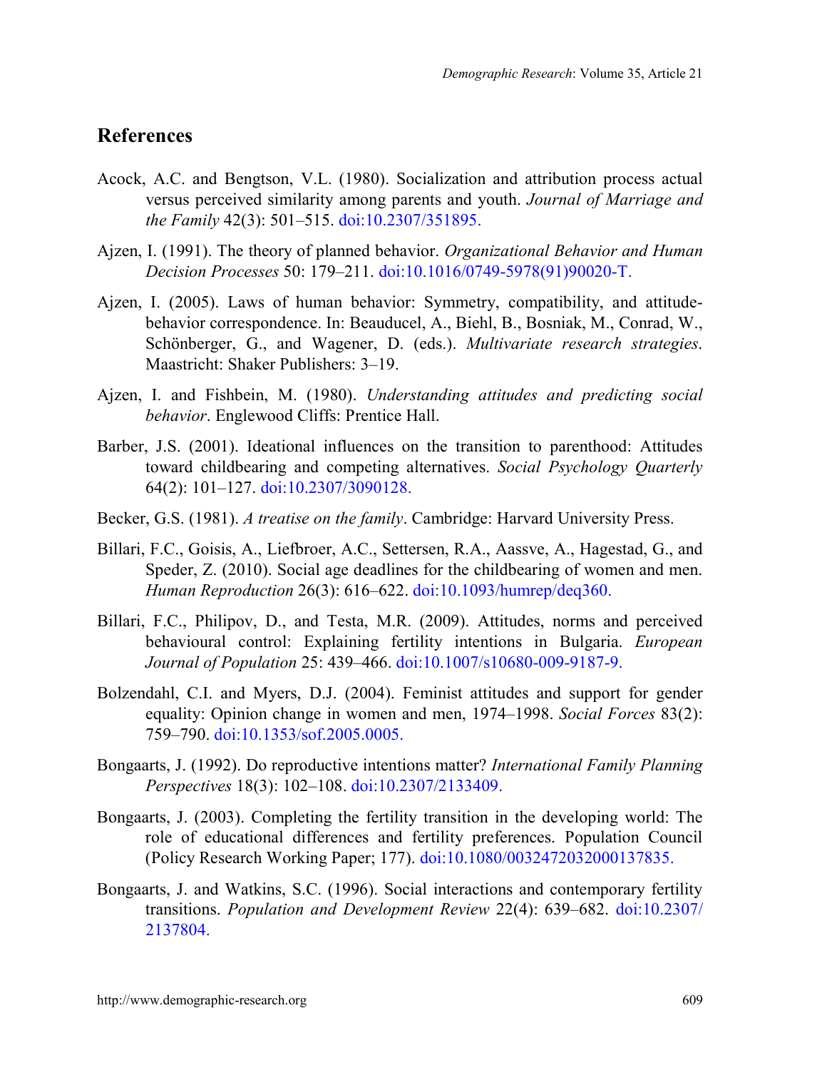## References

Acock, A.C. and Bengtson, V.L. (1980). Socialization and attribution process actual versus perceived similarity among parents and youth. *Journal of Marriage and the Family* 42(3): 501–515. doi:10.2307/351895.

Ajzen, I. (1991). The theory of planned behavior. *Organizational Behavior and Human Decision Processes* 50: 179–211. doi:10.1016/0749-5978(91)90020-T.

Ajzen, I. (2005). Laws of human behavior: Symmetry, compatibility, and attitude-behavior correspondence. In: Beauducel, A., Biehl, B., Bosniak, M., Conrad, W., Schönberger, G., and Wagener, D. (eds.). *Multivariate research strategies*. Maastricht: Shaker Publishers: 3–19.

Ajzen, I. and Fishbein, M. (1980). *Understanding attitudes and predicting social behavior*. Englewood Cliffs: Prentice Hall.

Barber, J.S. (2001). Ideational influences on the transition to parenthood: Attitudes toward childbearing and competing alternatives. *Social Psychology Quarterly* 64(2): 101–127. doi:10.2307/3090128.

Becker, G.S. (1981). *A treatise on the family*. Cambridge: Harvard University Press.

Billari, F.C., Goisis, A., Liefbroer, A.C., Settersen, R.A., Aassve, A., Hagestad, G., and Speder, Z. (2010). Social age deadlines for the childbearing of women and men. *Human Reproduction* 26(3): 616–622. doi:10.1093/humrep/deq360.

Billari, F.C., Philipov, D., and Testa, M.R. (2009). Attitudes, norms and perceived behavioural control: Explaining fertility intentions in Bulgaria. *European Journal of Population* 25: 439–466. doi:10.1007/s10680-009-9187-9.

Bolzendahl, C.I. and Myers, D.J. (2004). Feminist attitudes and support for gender equality: Opinion change in women and men, 1974–1998. *Social Forces* 83(2): 759–790. doi:10.1353/sof.2005.0005.

Bongaarts, J. (1992). Do reproductive intentions matter? *International Family Planning Perspectives* 18(3): 102–108. doi:10.2307/2133409.

Bongaarts, J. (2003). Completing the fertility transition in the developing world: The role of educational differences and fertility preferences. Population Council (Policy Research Working Paper; 177). doi:10.1080/0032472032000137835.

Bongaarts, J. and Watkins, S.C. (1996). Social interactions and contemporary fertility transitions. *Population and Development Review* 22(4): 639–682. doi:10.2307/2137804.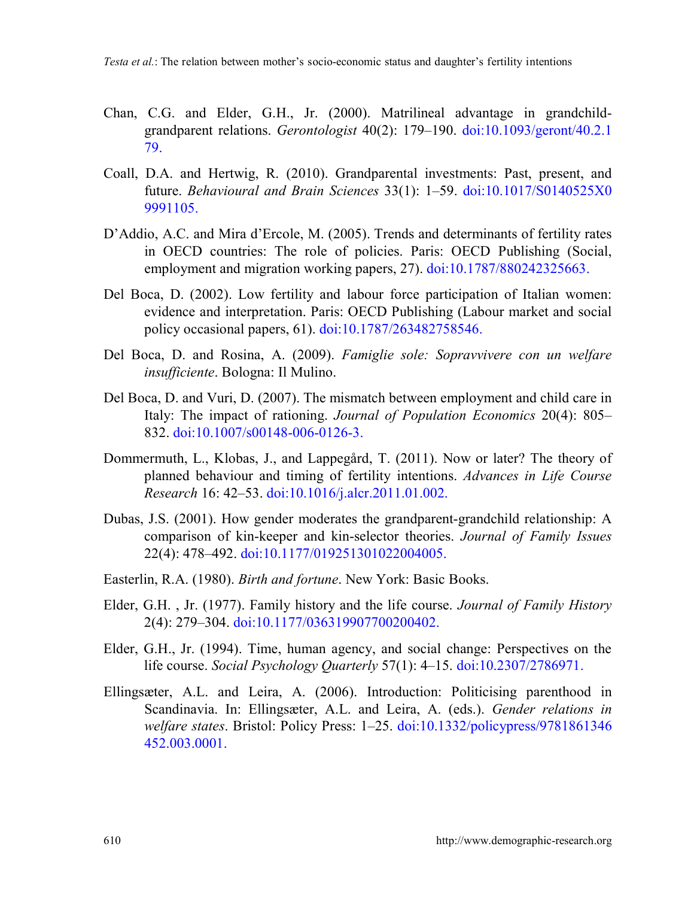Chan, C.G. and Elder, G.H., Jr. (2000). Matrilineal advantage in grandchild-grandparent relations. *Gerontologist* 40(2): 179–190. doi:10.1093/geront/40.2.179.

Coall, D.A. and Hertwig, R. (2010). Grandparental investments: Past, present, and future. *Behavioural and Brain Sciences* 33(1): 1–59. doi:10.1017/S0140525X09991105.

D'Addio, A.C. and Mira d'Ercole, M. (2005). Trends and determinants of fertility rates in OECD countries: The role of policies. Paris: OECD Publishing (Social, employment and migration working papers, 27). doi:10.1787/880242325663.

Del Boca, D. (2002). Low fertility and labour force participation of Italian women: evidence and interpretation. Paris: OECD Publishing (Labour market and social policy occasional papers, 61). doi:10.1787/263482758546.

Del Boca, D. and Rosina, A. (2009). *Famiglie sole: Sopravvivere con un welfare insufficiente*. Bologna: Il Mulino.

Del Boca, D. and Vuri, D. (2007). The mismatch between employment and child care in Italy: The impact of rationing. *Journal of Population Economics* 20(4): 805–832. doi:10.1007/s00148-006-0126-3.

Dommermuth, L., Klobas, J., and Lappegård, T. (2011). Now or later? The theory of planned behaviour and timing of fertility intentions. *Advances in Life Course Research* 16: 42–53. doi:10.1016/j.alcr.2011.01.002.

Dubas, J.S. (2001). How gender moderates the grandparent-grandchild relationship: A comparison of kin-keeper and kin-selector theories. *Journal of Family Issues* 22(4): 478–492. doi:10.1177/019251301022004005.

Easterlin, R.A. (1980). *Birth and fortune*. New York: Basic Books.

Elder, G.H. , Jr. (1977). Family history and the life course. *Journal of Family History* 2(4): 279–304. doi:10.1177/036319907700200402.

Elder, G.H., Jr. (1994). Time, human agency, and social change: Perspectives on the life course. *Social Psychology Quarterly* 57(1): 4–15. doi:10.2307/2786971.

Ellingsæter, A.L. and Leira, A. (2006). Introduction: Politicising parenthood in Scandinavia. In: Ellingsæter, A.L. and Leira, A. (eds.). *Gender relations in welfare states*. Bristol: Policy Press: 1–25. doi:10.1332/policypress/9781861346452.003.0001.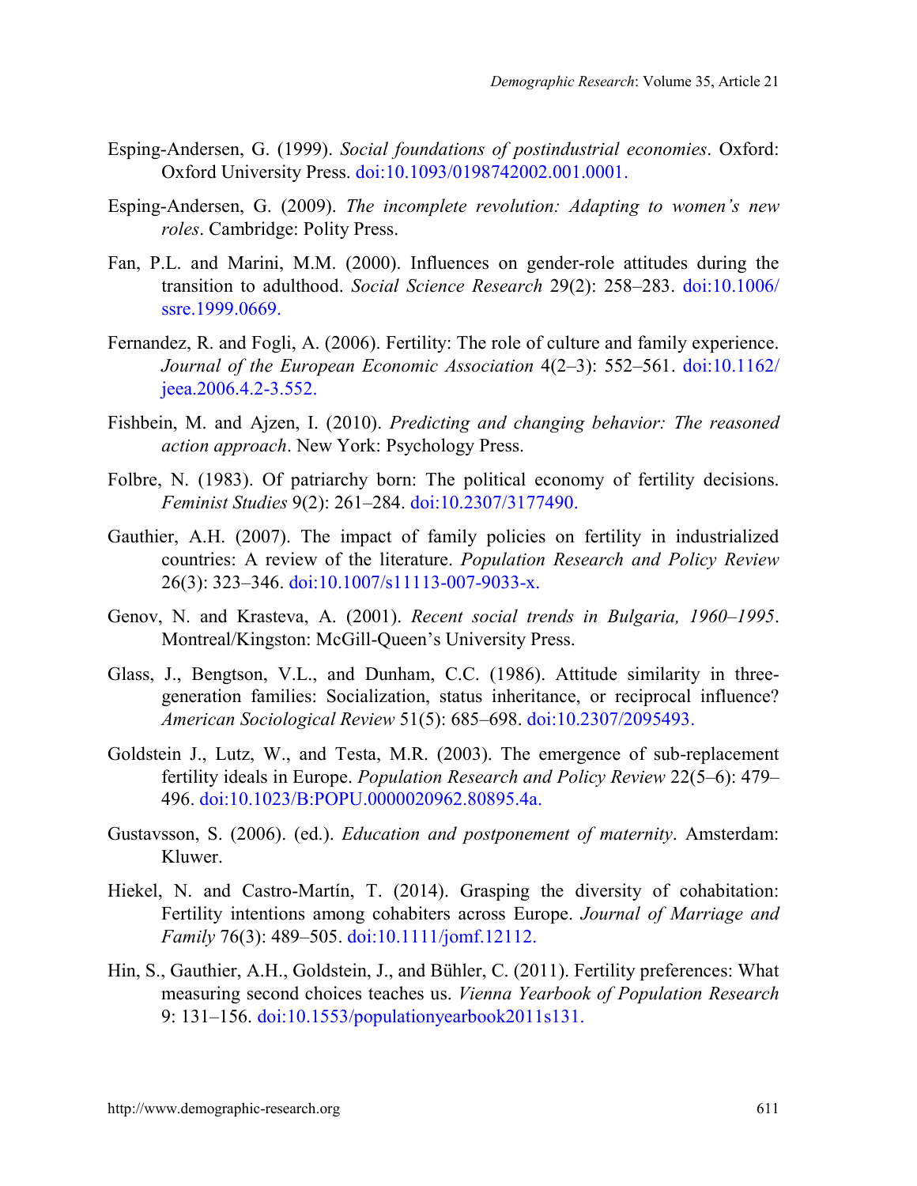Esping-Andersen, G. (1999). *Social foundations of postindustrial economies*. Oxford: Oxford University Press. doi:10.1093/0198742002.001.0001.

Esping-Andersen, G. (2009). *The incomplete revolution: Adapting to women's new roles*. Cambridge: Polity Press.

Fan, P.L. and Marini, M.M. (2000). Influences on gender-role attitudes during the transition to adulthood. *Social Science Research* 29(2): 258–283. doi:10.1006/ssre.1999.0669.

Fernandez, R. and Fogli, A. (2006). Fertility: The role of culture and family experience. *Journal of the European Economic Association* 4(2–3): 552–561. doi:10.1162/jeea.2006.4.2-3.552.

Fishbein, M. and Ajzen, I. (2010). *Predicting and changing behavior: The reasoned action approach*. New York: Psychology Press.

Folbre, N. (1983). Of patriarchy born: The political economy of fertility decisions. *Feminist Studies* 9(2): 261–284. doi:10.2307/3177490.

Gauthier, A.H. (2007). The impact of family policies on fertility in industrialized countries: A review of the literature. *Population Research and Policy Review* 26(3): 323–346. doi:10.1007/s11113-007-9033-x.

Genov, N. and Krasteva, A. (2001). *Recent social trends in Bulgaria, 1960–1995*. Montreal/Kingston: McGill-Queen's University Press.

Glass, J., Bengtson, V.L., and Dunham, C.C. (1986). Attitude similarity in three-generation families: Socialization, status inheritance, or reciprocal influence? *American Sociological Review* 51(5): 685–698. doi:10.2307/2095493.

Goldstein J., Lutz, W., and Testa, M.R. (2003). The emergence of sub-replacement fertility ideals in Europe. *Population Research and Policy Review* 22(5–6): 479–496. doi:10.1023/B:POPU.0000020962.80895.4a.

Gustavsson, S. (2006). (ed.). *Education and postponement of maternity*. Amsterdam: Kluwer.

Hiekel, N. and Castro-Martín, T. (2014). Grasping the diversity of cohabitation: Fertility intentions among cohabiters across Europe. *Journal of Marriage and Family* 76(3): 489–505. doi:10.1111/jomf.12112.

Hin, S., Gauthier, A.H., Goldstein, J., and Bühler, C. (2011). Fertility preferences: What measuring second choices teaches us. *Vienna Yearbook of Population Research* 9: 131–156. doi:10.1553/populationyearbook2011s131.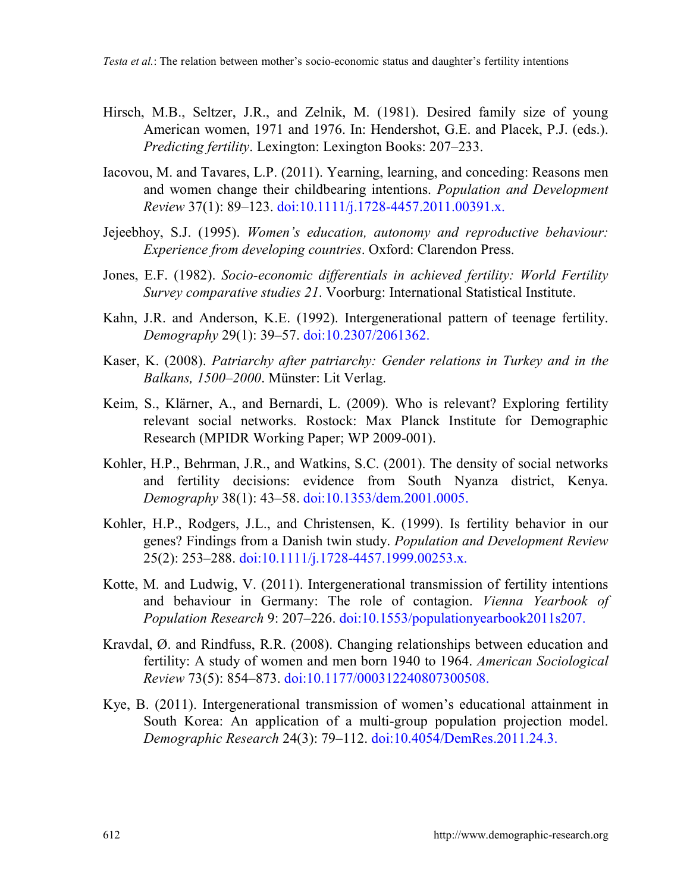Hirsch, M.B., Seltzer, J.R., and Zelnik, M. (1981). Desired family size of young American women, 1971 and 1976. In: Hendershot, G.E. and Placek, P.J. (eds.). *Predicting fertility*. Lexington: Lexington Books: 207–233.

Iacovou, M. and Tavares, L.P. (2011). Yearning, learning, and conceding: Reasons men and women change their childbearing intentions. *Population and Development Review* 37(1): 89–123. doi:10.1111/j.1728-4457.2011.00391.x.

Jejeebhoy, S.J. (1995). *Women's education, autonomy and reproductive behaviour: Experience from developing countries*. Oxford: Clarendon Press.

Jones, E.F. (1982). *Socio-economic differentials in achieved fertility: World Fertility Survey comparative studies 21*. Voorburg: International Statistical Institute.

Kahn, J.R. and Anderson, K.E. (1992). Intergenerational pattern of teenage fertility. *Demography* 29(1): 39–57. doi:10.2307/2061362.

Kaser, K. (2008). *Patriarchy after patriarchy: Gender relations in Turkey and in the Balkans, 1500–2000*. Münster: Lit Verlag.

Keim, S., Klärner, A., and Bernardi, L. (2009). Who is relevant? Exploring fertility relevant social networks. Rostock: Max Planck Institute for Demographic Research (MPIDR Working Paper; WP 2009-001).

Kohler, H.P., Behrman, J.R., and Watkins, S.C. (2001). The density of social networks and fertility decisions: evidence from South Nyanza district, Kenya. *Demography* 38(1): 43–58. doi:10.1353/dem.2001.0005.

Kohler, H.P., Rodgers, J.L., and Christensen, K. (1999). Is fertility behavior in our genes? Findings from a Danish twin study. *Population and Development Review* 25(2): 253–288. doi:10.1111/j.1728-4457.1999.00253.x.

Kotte, M. and Ludwig, V. (2011). Intergenerational transmission of fertility intentions and behaviour in Germany: The role of contagion. *Vienna Yearbook of Population Research* 9: 207–226. doi:10.1553/populationyearbook2011s207.

Kravdal, Ø. and Rindfuss, R.R. (2008). Changing relationships between education and fertility: A study of women and men born 1940 to 1964. *American Sociological Review* 73(5): 854–873. doi:10.1177/000312240807300508.

Kye, B. (2011). Intergenerational transmission of women's educational attainment in South Korea: An application of a multi-group population projection model. *Demographic Research* 24(3): 79–112. doi:10.4054/DemRes.2011.24.3.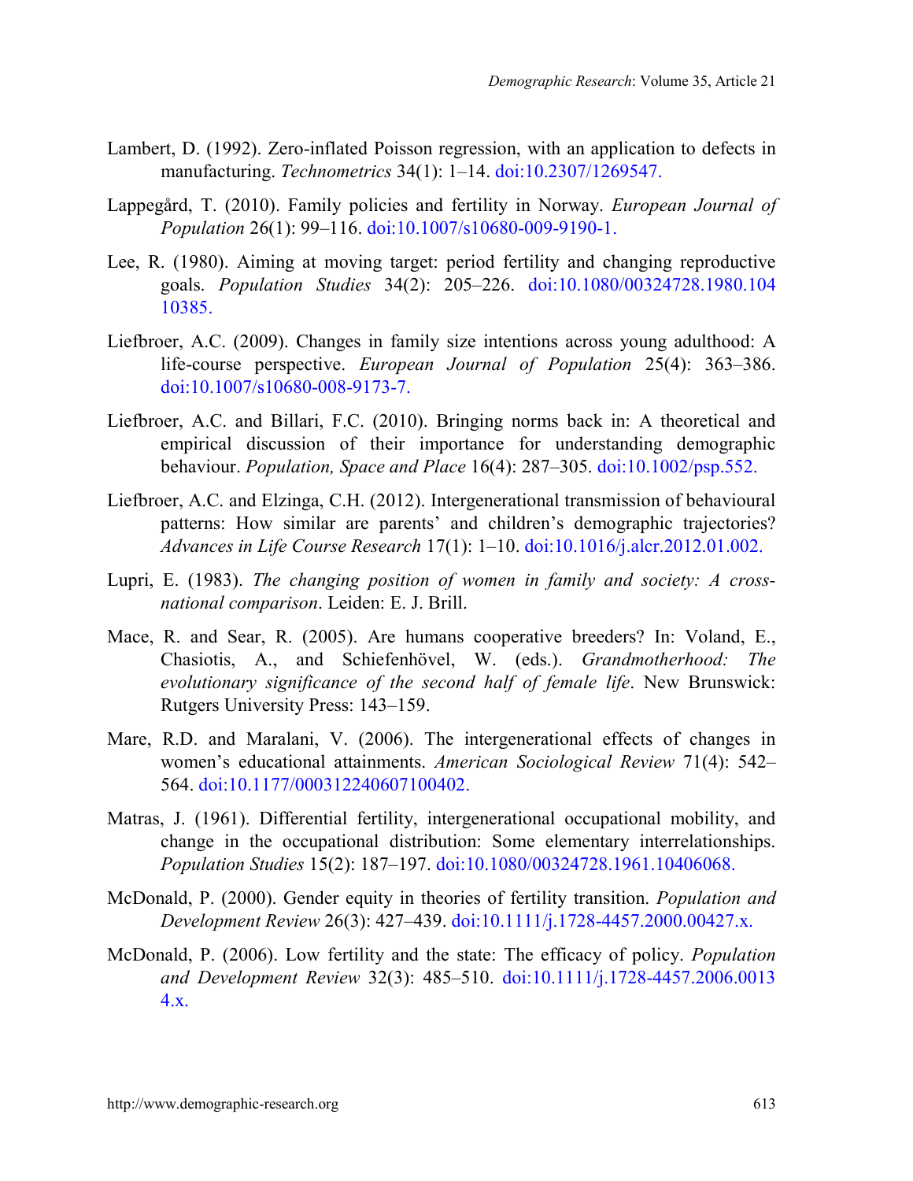Lambert, D. (1992). Zero-inflated Poisson regression, with an application to defects in manufacturing. *Technometrics* 34(1): 1–14. doi:10.2307/1269547.

Lappegård, T. (2010). Family policies and fertility in Norway. *European Journal of Population* 26(1): 99–116. doi:10.1007/s10680-009-9190-1.

Lee, R. (1980). Aiming at moving target: period fertility and changing reproductive goals. *Population Studies* 34(2): 205–226. doi:10.1080/00324728.1980.10410385.

Liefbroer, A.C. (2009). Changes in family size intentions across young adulthood: A life-course perspective. *European Journal of Population* 25(4): 363–386. doi:10.1007/s10680-008-9173-7.

Liefbroer, A.C. and Billari, F.C. (2010). Bringing norms back in: A theoretical and empirical discussion of their importance for understanding demographic behaviour. *Population, Space and Place* 16(4): 287–305. doi:10.1002/psp.552.

Liefbroer, A.C. and Elzinga, C.H. (2012). Intergenerational transmission of behavioural patterns: How similar are parents' and children's demographic trajectories? *Advances in Life Course Research* 17(1): 1–10. doi:10.1016/j.alcr.2012.01.002.

Lupri, E. (1983). *The changing position of women in family and society: A cross-national comparison*. Leiden: E. J. Brill.

Mace, R. and Sear, R. (2005). Are humans cooperative breeders? In: Voland, E., Chasiotis, A., and Schiefenhövel, W. (eds.). *Grandmotherhood: The evolutionary significance of the second half of female life*. New Brunswick: Rutgers University Press: 143–159.

Mare, R.D. and Maralani, V. (2006). The intergenerational effects of changes in women's educational attainments. *American Sociological Review* 71(4): 542–564. doi:10.1177/000312240607100402.

Matras, J. (1961). Differential fertility, intergenerational occupational mobility, and change in the occupational distribution: Some elementary interrelationships. *Population Studies* 15(2): 187–197. doi:10.1080/00324728.1961.10406068.

McDonald, P. (2000). Gender equity in theories of fertility transition. *Population and Development Review* 26(3): 427–439. doi:10.1111/j.1728-4457.2000.00427.x.

McDonald, P. (2006). Low fertility and the state: The efficacy of policy. *Population and Development Review* 32(3): 485–510. doi:10.1111/j.1728-4457.2006.00134.x.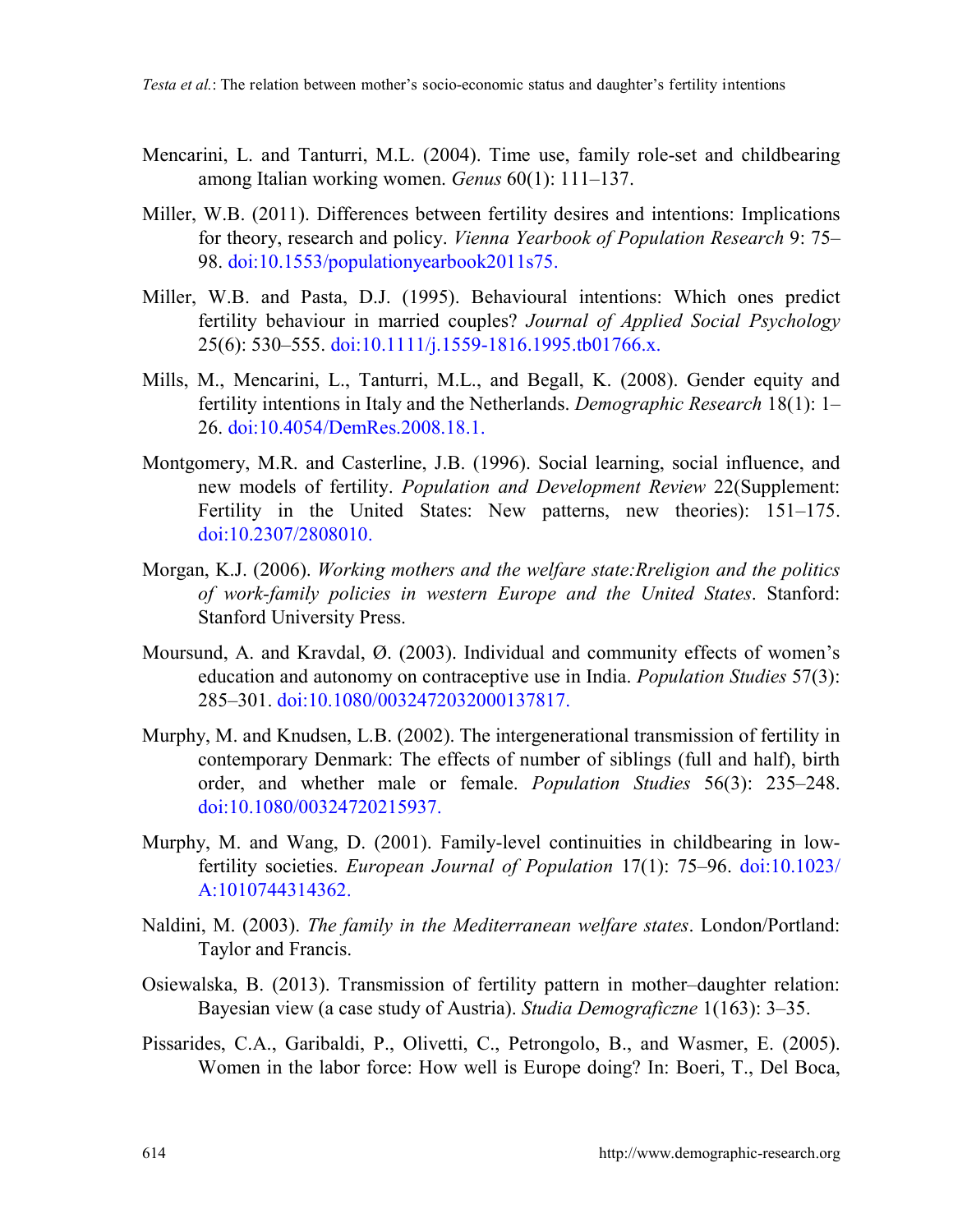Mencarini, L. and Tanturri, M.L. (2004). Time use, family role-set and childbearing among Italian working women. *Genus* 60(1): 111–137.

Miller, W.B. (2011). Differences between fertility desires and intentions: Implications for theory, research and policy. *Vienna Yearbook of Population Research* 9: 75–98. doi:10.1553/populationyearbook2011s75.

Miller, W.B. and Pasta, D.J. (1995). Behavioural intentions: Which ones predict fertility behaviour in married couples? *Journal of Applied Social Psychology* 25(6): 530–555. doi:10.1111/j.1559-1816.1995.tb01766.x.

Mills, M., Mencarini, L., Tanturri, M.L., and Begall, K. (2008). Gender equity and fertility intentions in Italy and the Netherlands. *Demographic Research* 18(1): 1–26. doi:10.4054/DemRes.2008.18.1.

Montgomery, M.R. and Casterline, J.B. (1996). Social learning, social influence, and new models of fertility. *Population and Development Review* 22(Supplement: Fertility in the United States: New patterns, new theories): 151–175. doi:10.2307/2808010.

Morgan, K.J. (2006). *Working mothers and the welfare state:Rreligion and the politics of work-family policies in western Europe and the United States*. Stanford: Stanford University Press.

Moursund, A. and Kravdal, Ø. (2003). Individual and community effects of women's education and autonomy on contraceptive use in India. *Population Studies* 57(3): 285–301. doi:10.1080/0032472032000137817.

Murphy, M. and Knudsen, L.B. (2002). The intergenerational transmission of fertility in contemporary Denmark: The effects of number of siblings (full and half), birth order, and whether male or female. *Population Studies* 56(3): 235–248. doi:10.1080/00324720215937.

Murphy, M. and Wang, D. (2001). Family-level continuities in childbearing in low-fertility societies. *European Journal of Population* 17(1): 75–96. doi:10.1023/A:1010744314362.

Naldini, M. (2003). *The family in the Mediterranean welfare states*. London/Portland: Taylor and Francis.

Osiewalska, B. (2013). Transmission of fertility pattern in mother–daughter relation: Bayesian view (a case study of Austria). *Studia Demograficzne* 1(163): 3–35.

Pissarides, C.A., Garibaldi, P., Olivetti, C., Petrongolo, B., and Wasmer, E. (2005). Women in the labor force: How well is Europe doing? In: Boeri, T., Del Boca,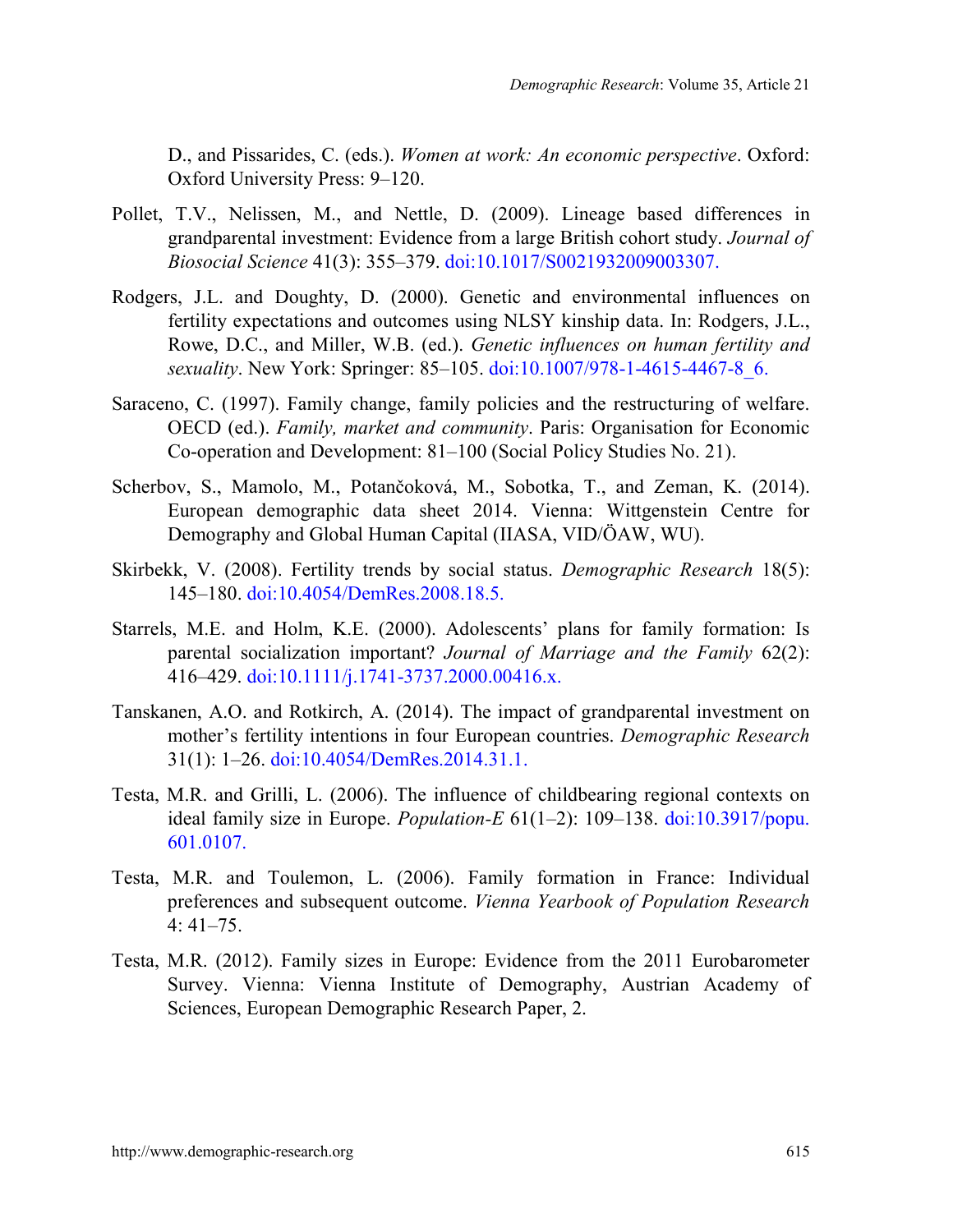D., and Pissarides, C. (eds.). *Women at work: An economic perspective*. Oxford: Oxford University Press: 9–120.

Pollet, T.V., Nelissen, M., and Nettle, D. (2009). Lineage based differences in grandparental investment: Evidence from a large British cohort study. *Journal of Biosocial Science* 41(3): 355–379. doi:10.1017/S0021932009003307.

Rodgers, J.L. and Doughty, D. (2000). Genetic and environmental influences on fertility expectations and outcomes using NLSY kinship data. In: Rodgers, J.L., Rowe, D.C., and Miller, W.B. (ed.). *Genetic influences on human fertility and sexuality*. New York: Springer: 85–105. doi:10.1007/978-1-4615-4467-8_6.

Saraceno, C. (1997). Family change, family policies and the restructuring of welfare. OECD (ed.). *Family, market and community*. Paris: Organisation for Economic Co-operation and Development: 81–100 (Social Policy Studies No. 21).

Scherbov, S., Mamolo, M., Potančoková, M., Sobotka, T., and Zeman, K. (2014). European demographic data sheet 2014. Vienna: Wittgenstein Centre for Demography and Global Human Capital (IIASA, VID/ÖAW, WU).

Skirbekk, V. (2008). Fertility trends by social status. *Demographic Research* 18(5): 145–180. doi:10.4054/DemRes.2008.18.5.

Starrels, M.E. and Holm, K.E. (2000). Adolescents' plans for family formation: Is parental socialization important? *Journal of Marriage and the Family* 62(2): 416–429. doi:10.1111/j.1741-3737.2000.00416.x.

Tanskanen, A.O. and Rotkirch, A. (2014). The impact of grandparental investment on mother's fertility intentions in four European countries. *Demographic Research* 31(1): 1–26. doi:10.4054/DemRes.2014.31.1.

Testa, M.R. and Grilli, L. (2006). The influence of childbearing regional contexts on ideal family size in Europe. *Population-E* 61(1–2): 109–138. doi:10.3917/popu.601.0107.

Testa, M.R. and Toulemon, L. (2006). Family formation in France: Individual preferences and subsequent outcome. *Vienna Yearbook of Population Research* 4: 41–75.

Testa, M.R. (2012). Family sizes in Europe: Evidence from the 2011 Eurobarometer Survey. Vienna: Vienna Institute of Demography, Austrian Academy of Sciences, European Demographic Research Paper, 2.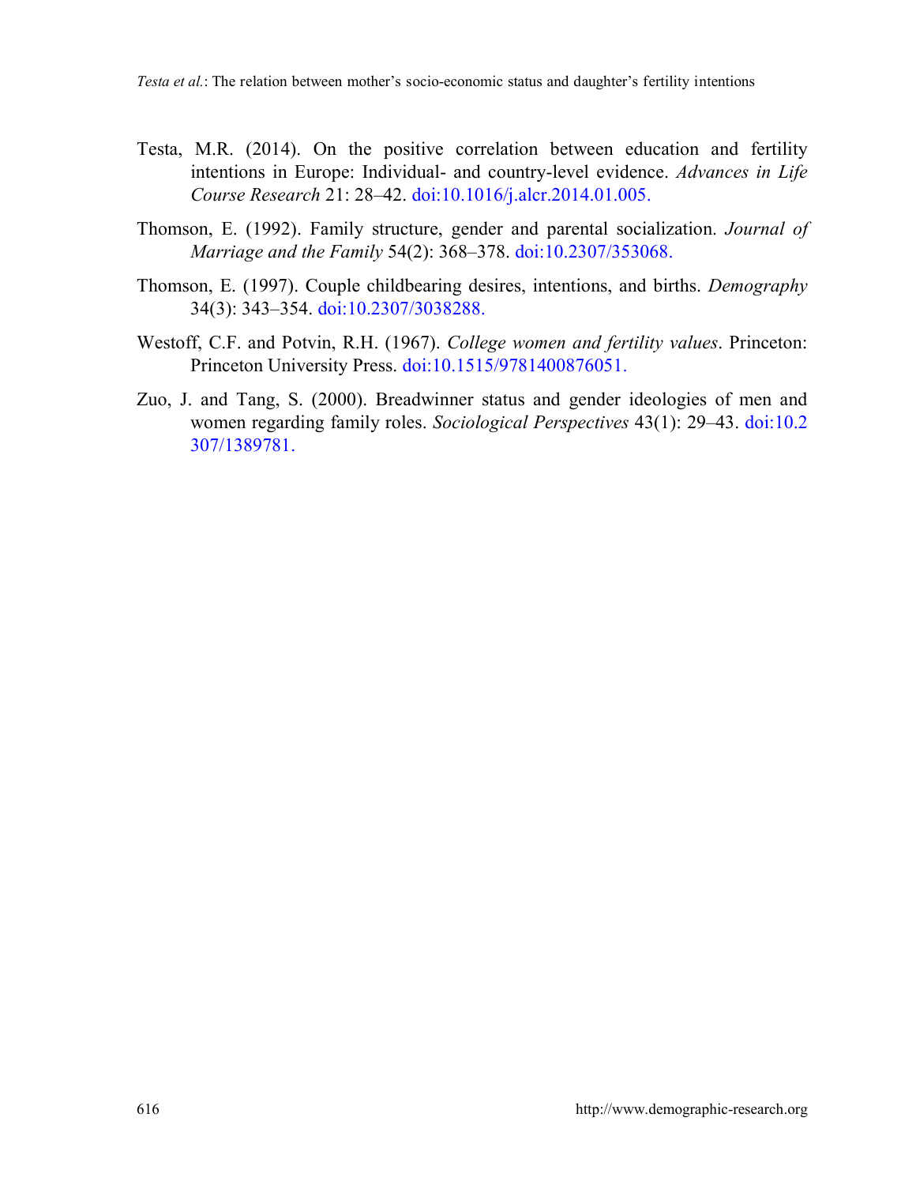Testa, M.R. (2014). On the positive correlation between education and fertility intentions in Europe: Individual- and country-level evidence. *Advances in Life Course Research* 21: 28–42. doi:10.1016/j.alcr.2014.01.005.

Thomson, E. (1992). Family structure, gender and parental socialization. *Journal of Marriage and the Family* 54(2): 368–378. doi:10.2307/353068.

Thomson, E. (1997). Couple childbearing desires, intentions, and births. *Demography* 34(3): 343–354. doi:10.2307/3038288.

Westoff, C.F. and Potvin, R.H. (1967). *College women and fertility values*. Princeton: Princeton University Press. doi:10.1515/9781400876051.

Zuo, J. and Tang, S. (2000). Breadwinner status and gender ideologies of men and women regarding family roles. *Sociological Perspectives* 43(1): 29–43. doi:10.2307/1389781.